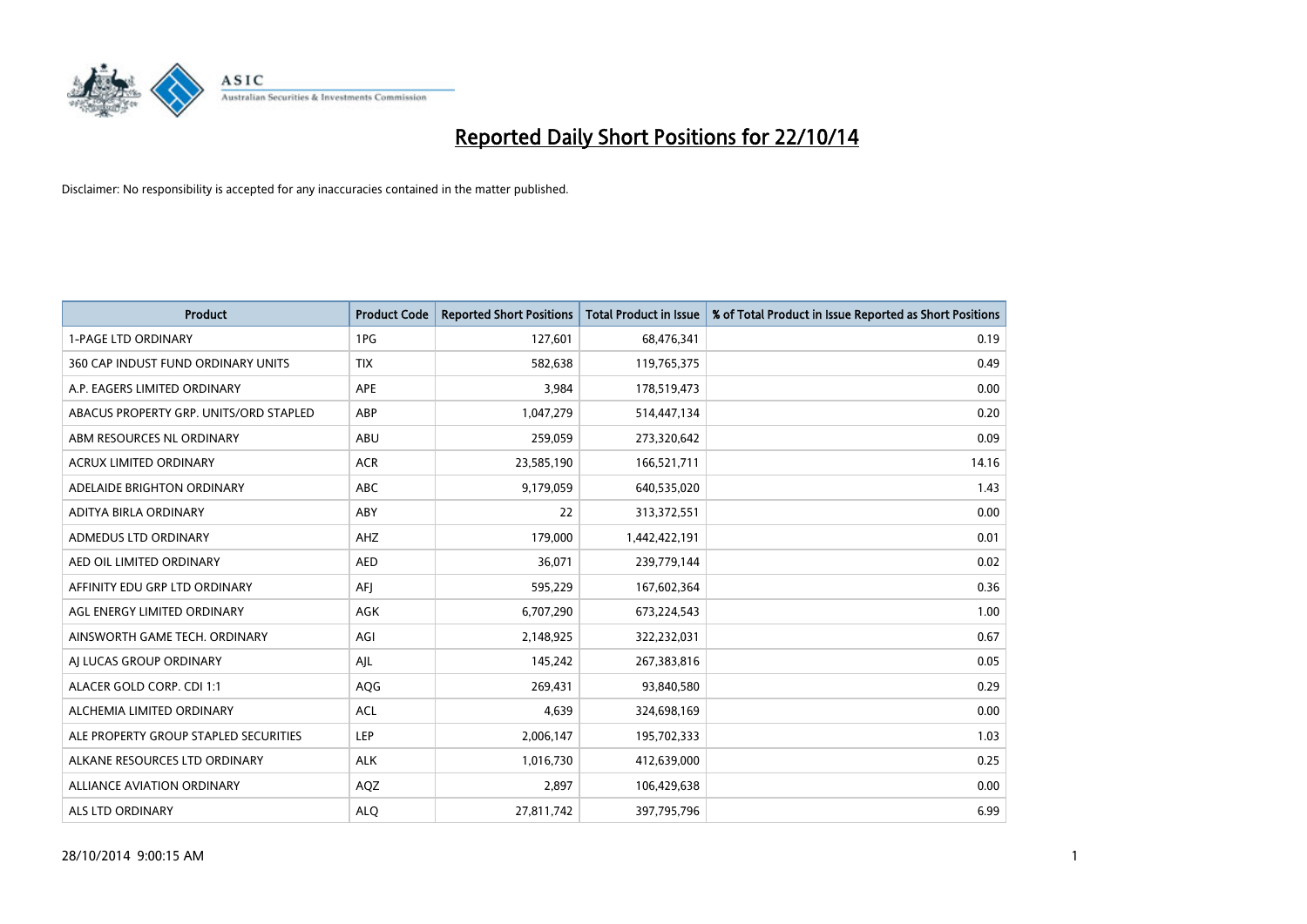# Reported Daily Short Positions for 22/10/14

Disclaimer: No responsibility is accepted for any inaccuracies contained in the matter published.

| Product | Product Code | Reported Short Positions | Total Product in Issue | % of Total Product in Issue Reported as Short Positions |
|---|---|---|---|---|
| 1-PAGE LTD ORDINARY | 1PG | 127,601 | 68,476,341 | 0.19 |
| 360 CAP INDUST FUND ORDINARY UNITS | TIX | 582,638 | 119,765,375 | 0.49 |
| A.P. EAGERS LIMITED ORDINARY | APE | 3,984 | 178,519,473 | 0.00 |
| ABACUS PROPERTY GRP. UNITS/ORD STAPLED | ABP | 1,047,279 | 514,447,134 | 0.20 |
| ABM RESOURCES NL ORDINARY | ABU | 259,059 | 273,320,642 | 0.09 |
| ACRUX LIMITED ORDINARY | ACR | 23,585,190 | 166,521,711 | 14.16 |
| ADELAIDE BRIGHTON ORDINARY | ABC | 9,179,059 | 640,535,020 | 1.43 |
| ADITYA BIRLA ORDINARY | ABY | 22 | 313,372,551 | 0.00 |
| ADMEDUS LTD ORDINARY | AHZ | 179,000 | 1,442,422,191 | 0.01 |
| AED OIL LIMITED ORDINARY | AED | 36,071 | 239,779,144 | 0.02 |
| AFFINITY EDU GRP LTD ORDINARY | AFJ | 595,229 | 167,602,364 | 0.36 |
| AGL ENERGY LIMITED ORDINARY | AGK | 6,707,290 | 673,224,543 | 1.00 |
| AINSWORTH GAME TECH. ORDINARY | AGI | 2,148,925 | 322,232,031 | 0.67 |
| AJ LUCAS GROUP ORDINARY | AJL | 145,242 | 267,383,816 | 0.05 |
| ALACER GOLD CORP. CDI 1:1 | AQG | 269,431 | 93,840,580 | 0.29 |
| ALCHEMIA LIMITED ORDINARY | ACL | 4,639 | 324,698,169 | 0.00 |
| ALE PROPERTY GROUP STAPLED SECURITIES | LEP | 2,006,147 | 195,702,333 | 1.03 |
| ALKANE RESOURCES LTD ORDINARY | ALK | 1,016,730 | 412,639,000 | 0.25 |
| ALLIANCE AVIATION ORDINARY | AQZ | 2,897 | 106,429,638 | 0.00 |
| ALS LTD ORDINARY | ALQ | 27,811,742 | 397,795,796 | 6.99 |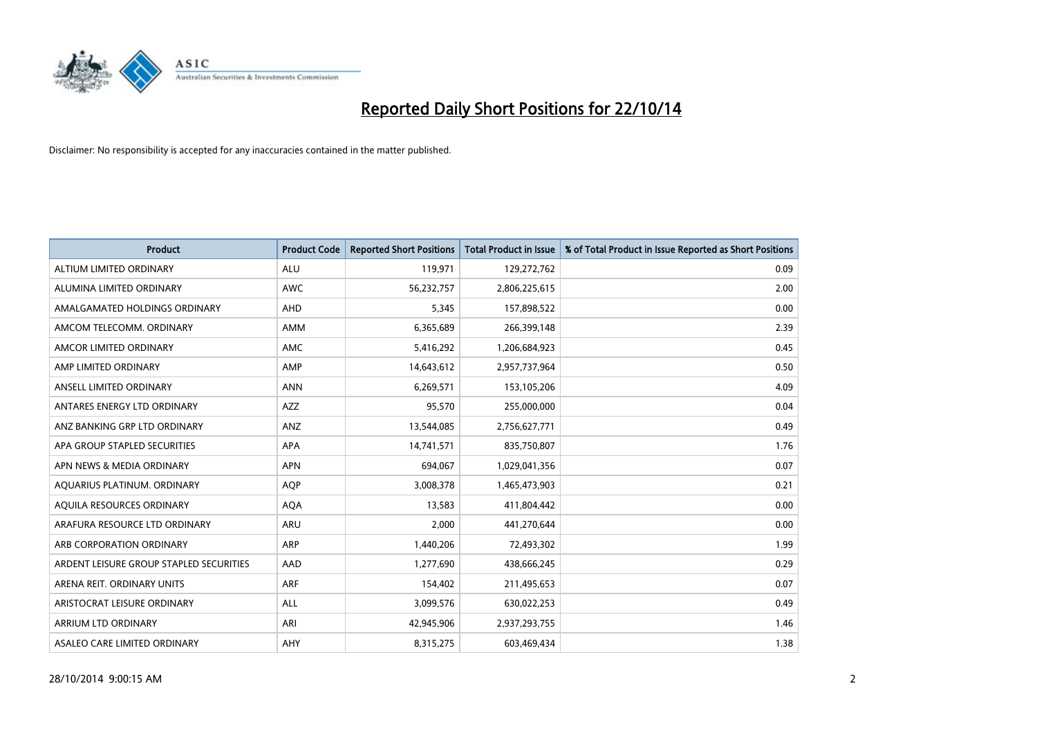# Reported Daily Short Positions for 22/10/14

Disclaimer: No responsibility is accepted for any inaccuracies contained in the matter published.

| Product | Product Code | Reported Short Positions | Total Product in Issue | % of Total Product in Issue Reported as Short Positions |
|---|---|---|---|---|
| ALTIUM LIMITED ORDINARY | ALU | 119,971 | 129,272,762 | 0.09 |
| ALUMINA LIMITED ORDINARY | AWC | 56,232,757 | 2,806,225,615 | 2.00 |
| AMALGAMATED HOLDINGS ORDINARY | AHD | 5,345 | 157,898,522 | 0.00 |
| AMCOM TELECOMM. ORDINARY | AMM | 6,365,689 | 266,399,148 | 2.39 |
| AMCOR LIMITED ORDINARY | AMC | 5,416,292 | 1,206,684,923 | 0.45 |
| AMP LIMITED ORDINARY | AMP | 14,643,612 | 2,957,737,964 | 0.50 |
| ANSELL LIMITED ORDINARY | ANN | 6,269,571 | 153,105,206 | 4.09 |
| ANTARES ENERGY LTD ORDINARY | AZZ | 95,570 | 255,000,000 | 0.04 |
| ANZ BANKING GRP LTD ORDINARY | ANZ | 13,544,085 | 2,756,627,771 | 0.49 |
| APA GROUP STAPLED SECURITIES | APA | 14,741,571 | 835,750,807 | 1.76 |
| APN NEWS & MEDIA ORDINARY | APN | 694,067 | 1,029,041,356 | 0.07 |
| AQUARIUS PLATINUM. ORDINARY | AQP | 3,008,378 | 1,465,473,903 | 0.21 |
| AQUILA RESOURCES ORDINARY | AQA | 13,583 | 411,804,442 | 0.00 |
| ARAFURA RESOURCE LTD ORDINARY | ARU | 2,000 | 441,270,644 | 0.00 |
| ARB CORPORATION ORDINARY | ARP | 1,440,206 | 72,493,302 | 1.99 |
| ARDENT LEISURE GROUP STAPLED SECURITIES | AAD | 1,277,690 | 438,666,245 | 0.29 |
| ARENA REIT. ORDINARY UNITS | ARF | 154,402 | 211,495,653 | 0.07 |
| ARISTOCRAT LEISURE ORDINARY | ALL | 3,099,576 | 630,022,253 | 0.49 |
| ARRIUM LTD ORDINARY | ARI | 42,945,906 | 2,937,293,755 | 1.46 |
| ASALEO CARE LIMITED ORDINARY | AHY | 8,315,275 | 603,469,434 | 1.38 |

28/10/2014 9:00:15 AM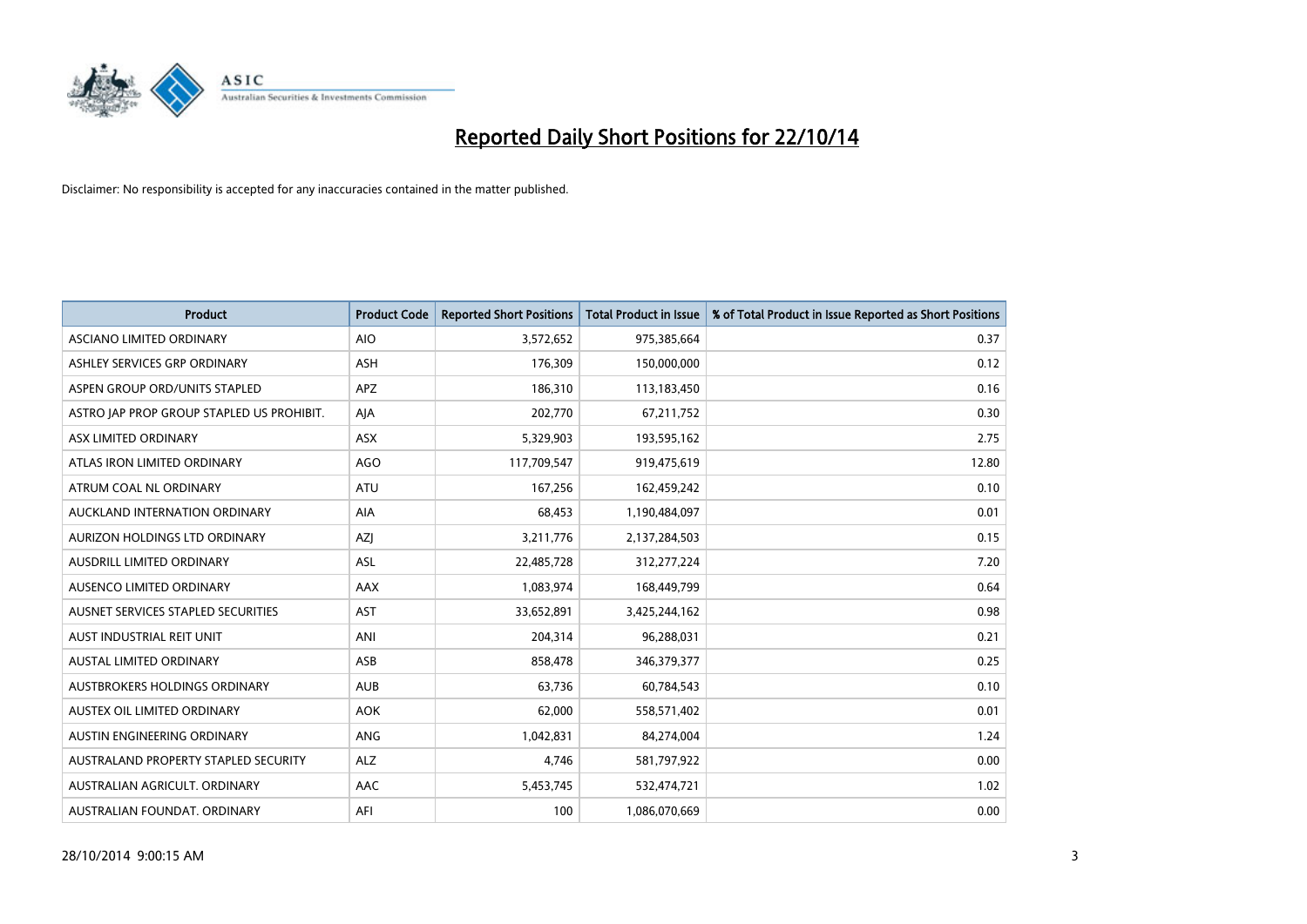# Reported Daily Short Positions for 22/10/14

Disclaimer: No responsibility is accepted for any inaccuracies contained in the matter published.

| Product | Product Code | Reported Short Positions | Total Product in Issue | % of Total Product in Issue Reported as Short Positions |
|---|---|---|---|---|
| ASCIANO LIMITED ORDINARY | AIO | 3,572,652 | 975,385,664 | 0.37 |
| ASHLEY SERVICES GRP ORDINARY | ASH | 176,309 | 150,000,000 | 0.12 |
| ASPEN GROUP ORD/UNITS STAPLED | APZ | 186,310 | 113,183,450 | 0.16 |
| ASTRO JAP PROP GROUP STAPLED US PROHIBIT. | AJA | 202,770 | 67,211,752 | 0.30 |
| ASX LIMITED ORDINARY | ASX | 5,329,903 | 193,595,162 | 2.75 |
| ATLAS IRON LIMITED ORDINARY | AGO | 117,709,547 | 919,475,619 | 12.80 |
| ATRUM COAL NL ORDINARY | ATU | 167,256 | 162,459,242 | 0.10 |
| AUCKLAND INTERNATION ORDINARY | AIA | 68,453 | 1,190,484,097 | 0.01 |
| AURIZON HOLDINGS LTD ORDINARY | AZJ | 3,211,776 | 2,137,284,503 | 0.15 |
| AUSDRILL LIMITED ORDINARY | ASL | 22,485,728 | 312,277,224 | 7.20 |
| AUSENCO LIMITED ORDINARY | AAX | 1,083,974 | 168,449,799 | 0.64 |
| AUSNET SERVICES STAPLED SECURITIES | AST | 33,652,891 | 3,425,244,162 | 0.98 |
| AUST INDUSTRIAL REIT UNIT | ANI | 204,314 | 96,288,031 | 0.21 |
| AUSTAL LIMITED ORDINARY | ASB | 858,478 | 346,379,377 | 0.25 |
| AUSTBROKERS HOLDINGS ORDINARY | AUB | 63,736 | 60,784,543 | 0.10 |
| AUSTEX OIL LIMITED ORDINARY | AOK | 62,000 | 558,571,402 | 0.01 |
| AUSTIN ENGINEERING ORDINARY | ANG | 1,042,831 | 84,274,004 | 1.24 |
| AUSTRALAND PROPERTY STAPLED SECURITY | ALZ | 4,746 | 581,797,922 | 0.00 |
| AUSTRALIAN AGRICULT. ORDINARY | AAC | 5,453,745 | 532,474,721 | 1.02 |
| AUSTRALIAN FOUNDAT. ORDINARY | AFI | 100 | 1,086,070,669 | 0.00 |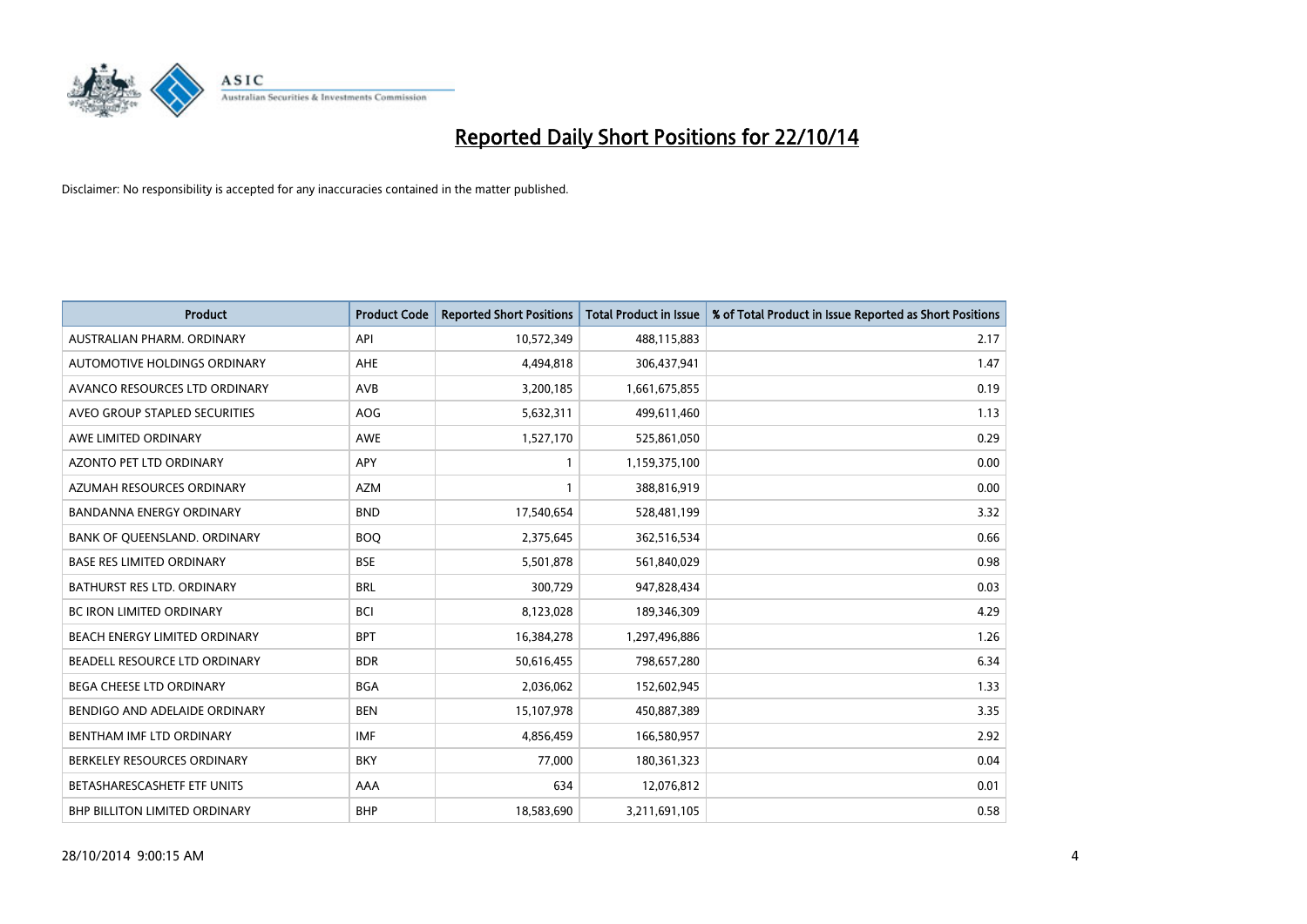# Reported Daily Short Positions for 22/10/14

Disclaimer: No responsibility is accepted for any inaccuracies contained in the matter published.

| Product | Product Code | Reported Short Positions | Total Product in Issue | % of Total Product in Issue Reported as Short Positions |
|---|---|---|---|---|
| AUSTRALIAN PHARM. ORDINARY | API | 10,572,349 | 488,115,883 | 2.17 |
| AUTOMOTIVE HOLDINGS ORDINARY | AHE | 4,494,818 | 306,437,941 | 1.47 |
| AVANCO RESOURCES LTD ORDINARY | AVB | 3,200,185 | 1,661,675,855 | 0.19 |
| AVEO GROUP STAPLED SECURITIES | AOG | 5,632,311 | 499,611,460 | 1.13 |
| AWE LIMITED ORDINARY | AWE | 1,527,170 | 525,861,050 | 0.29 |
| AZONTO PET LTD ORDINARY | APY | 1 | 1,159,375,100 | 0.00 |
| AZUMAH RESOURCES ORDINARY | AZM | 1 | 388,816,919 | 0.00 |
| BANDANNA ENERGY ORDINARY | BND | 17,540,654 | 528,481,199 | 3.32 |
| BANK OF QUEENSLAND. ORDINARY | BOQ | 2,375,645 | 362,516,534 | 0.66 |
| BASE RES LIMITED ORDINARY | BSE | 5,501,878 | 561,840,029 | 0.98 |
| BATHURST RES LTD. ORDINARY | BRL | 300,729 | 947,828,434 | 0.03 |
| BC IRON LIMITED ORDINARY | BCI | 8,123,028 | 189,346,309 | 4.29 |
| BEACH ENERGY LIMITED ORDINARY | BPT | 16,384,278 | 1,297,496,886 | 1.26 |
| BEADELL RESOURCE LTD ORDINARY | BDR | 50,616,455 | 798,657,280 | 6.34 |
| BEGA CHEESE LTD ORDINARY | BGA | 2,036,062 | 152,602,945 | 1.33 |
| BENDIGO AND ADELAIDE ORDINARY | BEN | 15,107,978 | 450,887,389 | 3.35 |
| BENTHAM IMF LTD ORDINARY | IMF | 4,856,459 | 166,580,957 | 2.92 |
| BERKELEY RESOURCES ORDINARY | BKY | 77,000 | 180,361,323 | 0.04 |
| BETASHARESCASHETF ETF UNITS | AAA | 634 | 12,076,812 | 0.01 |
| BHP BILLITON LIMITED ORDINARY | BHP | 18,583,690 | 3,211,691,105 | 0.58 |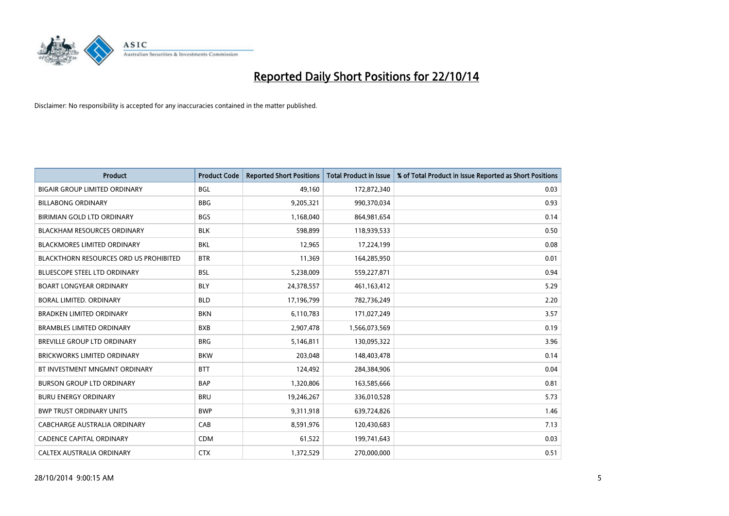# Reported Daily Short Positions for 22/10/14

Disclaimer: No responsibility is accepted for any inaccuracies contained in the matter published.

| Product | Product Code | Reported Short Positions | Total Product in Issue | % of Total Product in Issue Reported as Short Positions |
|---|---|---|---|---|
| BIGAIR GROUP LIMITED ORDINARY | BGL | 49,160 | 172,872,340 | 0.03 |
| BILLABONG ORDINARY | BBG | 9,205,321 | 990,370,034 | 0.93 |
| BIRIMIAN GOLD LTD ORDINARY | BGS | 1,168,040 | 864,981,654 | 0.14 |
| BLACKHAM RESOURCES ORDINARY | BLK | 598,899 | 118,939,533 | 0.50 |
| BLACKMORES LIMITED ORDINARY | BKL | 12,965 | 17,224,199 | 0.08 |
| BLACKTHORN RESOURCES ORD US PROHIBITED | BTR | 11,369 | 164,285,950 | 0.01 |
| BLUESCOPE STEEL LTD ORDINARY | BSL | 5,238,009 | 559,227,871 | 0.94 |
| BOART LONGYEAR ORDINARY | BLY | 24,378,557 | 461,163,412 | 5.29 |
| BORAL LIMITED. ORDINARY | BLD | 17,196,799 | 782,736,249 | 2.20 |
| BRADKEN LIMITED ORDINARY | BKN | 6,110,783 | 171,027,249 | 3.57 |
| BRAMBLES LIMITED ORDINARY | BXB | 2,907,478 | 1,566,073,569 | 0.19 |
| BREVILLE GROUP LTD ORDINARY | BRG | 5,146,811 | 130,095,322 | 3.96 |
| BRICKWORKS LIMITED ORDINARY | BKW | 203,048 | 148,403,478 | 0.14 |
| BT INVESTMENT MNGMNT ORDINARY | BTT | 124,492 | 284,384,906 | 0.04 |
| BURSON GROUP LTD ORDINARY | BAP | 1,320,806 | 163,585,666 | 0.81 |
| BURU ENERGY ORDINARY | BRU | 19,246,267 | 336,010,528 | 5.73 |
| BWP TRUST ORDINARY UNITS | BWP | 9,311,918 | 639,724,826 | 1.46 |
| CABCHARGE AUSTRALIA ORDINARY | CAB | 8,591,976 | 120,430,683 | 7.13 |
| CADENCE CAPITAL ORDINARY | CDM | 61,522 | 199,741,643 | 0.03 |
| CALTEX AUSTRALIA ORDINARY | CTX | 1,372,529 | 270,000,000 | 0.51 |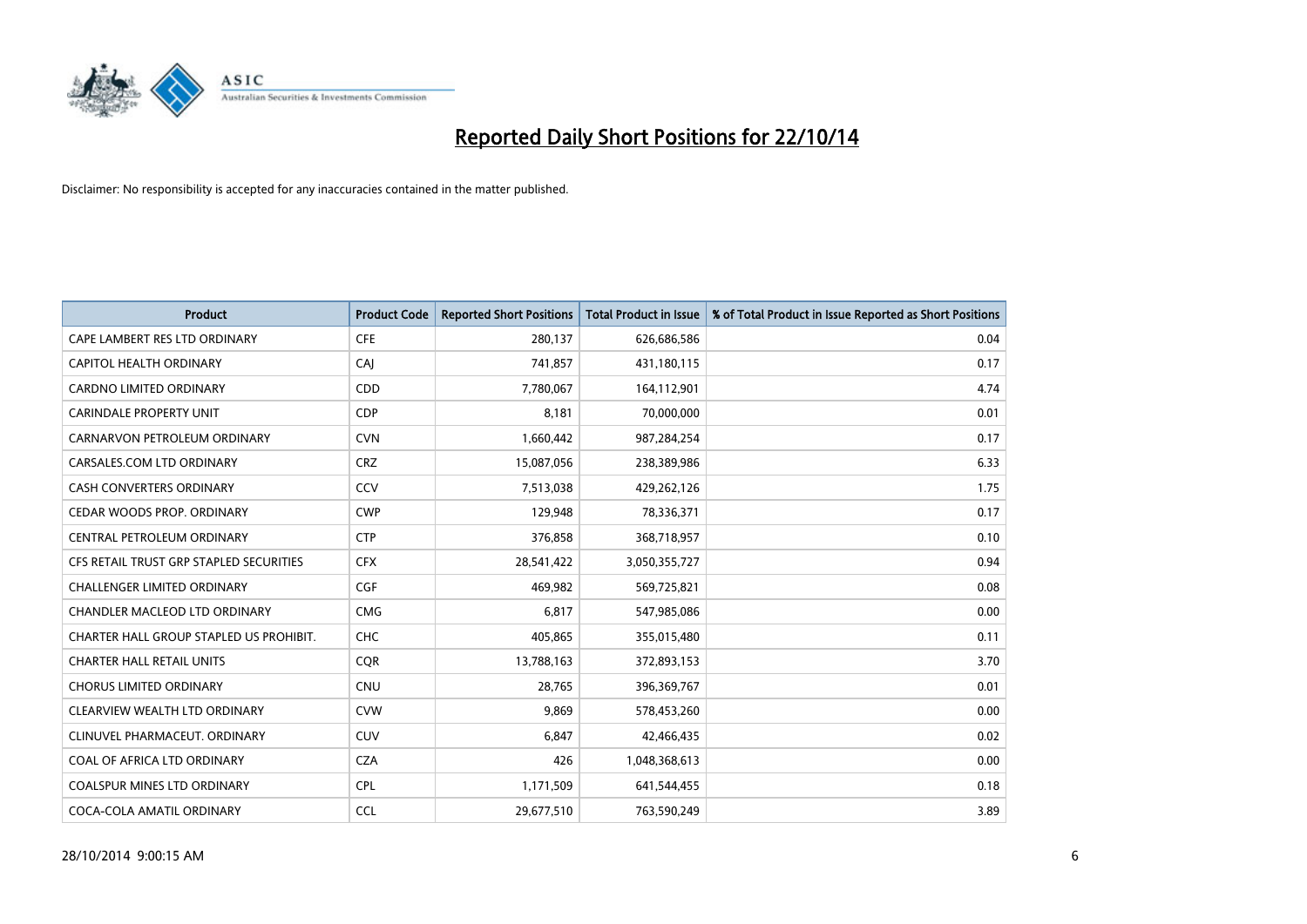# Reported Daily Short Positions for 22/10/14

Disclaimer: No responsibility is accepted for any inaccuracies contained in the matter published.

| Product | Product Code | Reported Short Positions | Total Product in Issue | % of Total Product in Issue Reported as Short Positions |
|---|---|---|---|---|
| CAPE LAMBERT RES LTD ORDINARY | CFE | 280,137 | 626,686,586 | 0.04 |
| CAPITOL HEALTH ORDINARY | CAJ | 741,857 | 431,180,115 | 0.17 |
| CARDNO LIMITED ORDINARY | CDD | 7,780,067 | 164,112,901 | 4.74 |
| CARINDALE PROPERTY UNIT | CDP | 8,181 | 70,000,000 | 0.01 |
| CARNARVON PETROLEUM ORDINARY | CVN | 1,660,442 | 987,284,254 | 0.17 |
| CARSALES.COM LTD ORDINARY | CRZ | 15,087,056 | 238,389,986 | 6.33 |
| CASH CONVERTERS ORDINARY | CCV | 7,513,038 | 429,262,126 | 1.75 |
| CEDAR WOODS PROP. ORDINARY | CWP | 129,948 | 78,336,371 | 0.17 |
| CENTRAL PETROLEUM ORDINARY | CTP | 376,858 | 368,718,957 | 0.10 |
| CFS RETAIL TRUST GRP STAPLED SECURITIES | CFX | 28,541,422 | 3,050,355,727 | 0.94 |
| CHALLENGER LIMITED ORDINARY | CGF | 469,982 | 569,725,821 | 0.08 |
| CHANDLER MACLEOD LTD ORDINARY | CMG | 6,817 | 547,985,086 | 0.00 |
| CHARTER HALL GROUP STAPLED US PROHIBIT. | CHC | 405,865 | 355,015,480 | 0.11 |
| CHARTER HALL RETAIL UNITS | CQR | 13,788,163 | 372,893,153 | 3.70 |
| CHORUS LIMITED ORDINARY | CNU | 28,765 | 396,369,767 | 0.01 |
| CLEARVIEW WEALTH LTD ORDINARY | CVW | 9,869 | 578,453,260 | 0.00 |
| CLINUVEL PHARMACEUT. ORDINARY | CUV | 6,847 | 42,466,435 | 0.02 |
| COAL OF AFRICA LTD ORDINARY | CZA | 426 | 1,048,368,613 | 0.00 |
| COALSPUR MINES LTD ORDINARY | CPL | 1,171,509 | 641,544,455 | 0.18 |
| COCA-COLA AMATIL ORDINARY | CCL | 29,677,510 | 763,590,249 | 3.89 |

28/10/2014 9:00:15 AM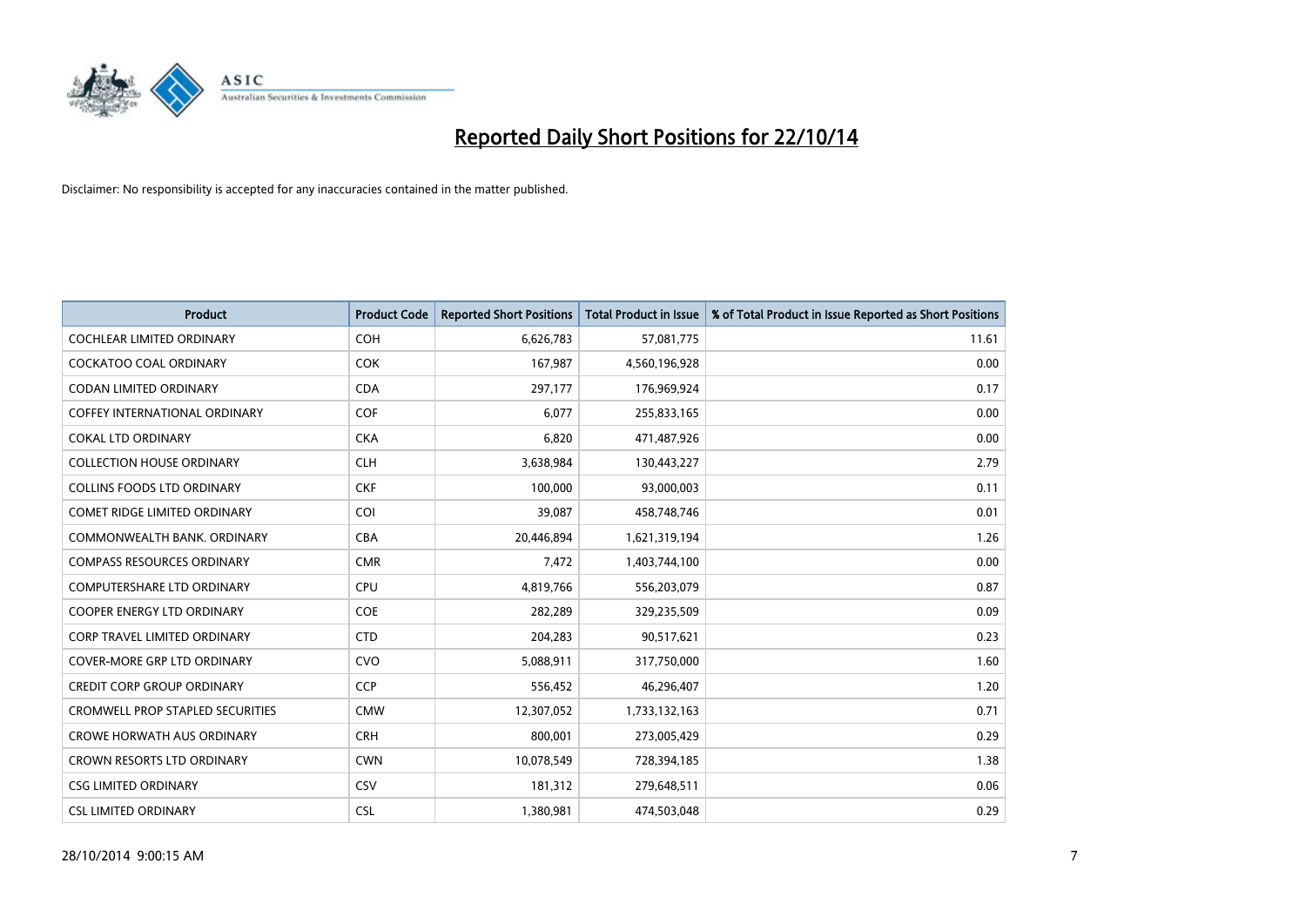# Reported Daily Short Positions for 22/10/14

Disclaimer: No responsibility is accepted for any inaccuracies contained in the matter published.

| Product | Product Code | Reported Short Positions | Total Product in Issue | % of Total Product in Issue Reported as Short Positions |
|---|---|---|---|---|
| COCHLEAR LIMITED ORDINARY | COH | 6,626,783 | 57,081,775 | 11.61 |
| COCKATOO COAL ORDINARY | COK | 167,987 | 4,560,196,928 | 0.00 |
| CODAN LIMITED ORDINARY | CDA | 297,177 | 176,969,924 | 0.17 |
| COFFEY INTERNATIONAL ORDINARY | COF | 6,077 | 255,833,165 | 0.00 |
| COKAL LTD ORDINARY | CKA | 6,820 | 471,487,926 | 0.00 |
| COLLECTION HOUSE ORDINARY | CLH | 3,638,984 | 130,443,227 | 2.79 |
| COLLINS FOODS LTD ORDINARY | CKF | 100,000 | 93,000,003 | 0.11 |
| COMET RIDGE LIMITED ORDINARY | COI | 39,087 | 458,748,746 | 0.01 |
| COMMONWEALTH BANK. ORDINARY | CBA | 20,446,894 | 1,621,319,194 | 1.26 |
| COMPASS RESOURCES ORDINARY | CMR | 7,472 | 1,403,744,100 | 0.00 |
| COMPUTERSHARE LTD ORDINARY | CPU | 4,819,766 | 556,203,079 | 0.87 |
| COOPER ENERGY LTD ORDINARY | COE | 282,289 | 329,235,509 | 0.09 |
| CORP TRAVEL LIMITED ORDINARY | CTD | 204,283 | 90,517,621 | 0.23 |
| COVER-MORE GRP LTD ORDINARY | CVO | 5,088,911 | 317,750,000 | 1.60 |
| CREDIT CORP GROUP ORDINARY | CCP | 556,452 | 46,296,407 | 1.20 |
| CROMWELL PROP STAPLED SECURITIES | CMW | 12,307,052 | 1,733,132,163 | 0.71 |
| CROWE HORWATH AUS ORDINARY | CRH | 800,001 | 273,005,429 | 0.29 |
| CROWN RESORTS LTD ORDINARY | CWN | 10,078,549 | 728,394,185 | 1.38 |
| CSG LIMITED ORDINARY | CSV | 181,312 | 279,648,511 | 0.06 |
| CSL LIMITED ORDINARY | CSL | 1,380,981 | 474,503,048 | 0.29 |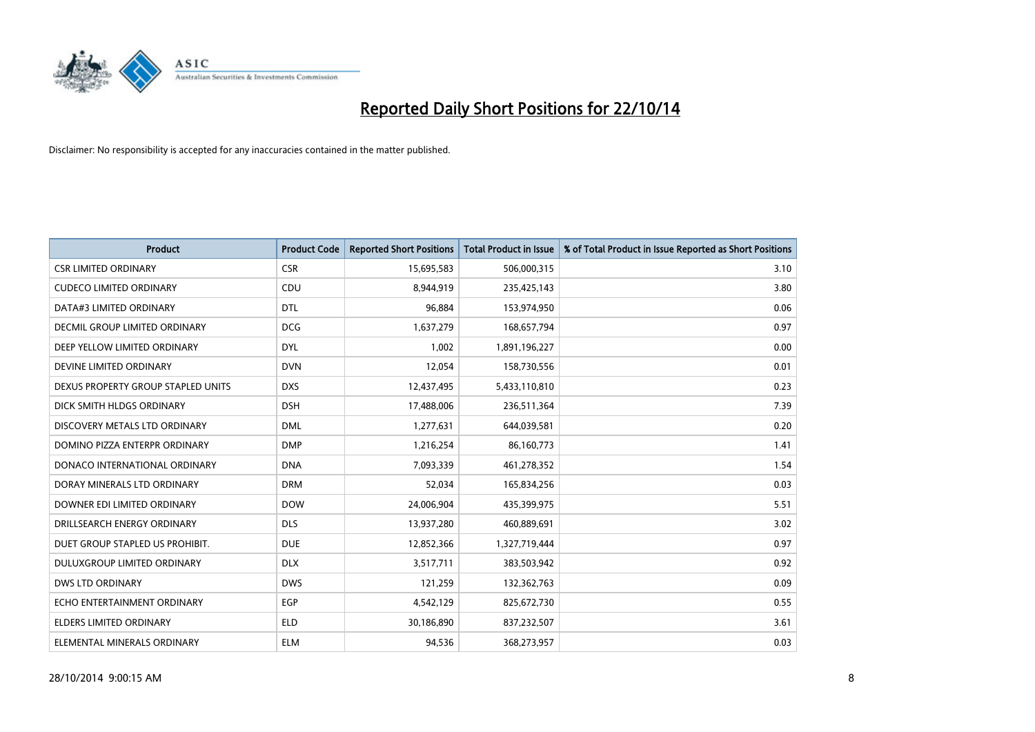# Reported Daily Short Positions for 22/10/14

Disclaimer: No responsibility is accepted for any inaccuracies contained in the matter published.

| Product | Product Code | Reported Short Positions | Total Product in Issue | % of Total Product in Issue Reported as Short Positions |
|---|---|---|---|---|
| CSR LIMITED ORDINARY | CSR | 15,695,583 | 506,000,315 | 3.10 |
| CUDECO LIMITED ORDINARY | CDU | 8,944,919 | 235,425,143 | 3.80 |
| DATA#3 LIMITED ORDINARY | DTL | 96,884 | 153,974,950 | 0.06 |
| DECMIL GROUP LIMITED ORDINARY | DCG | 1,637,279 | 168,657,794 | 0.97 |
| DEEP YELLOW LIMITED ORDINARY | DYL | 1,002 | 1,891,196,227 | 0.00 |
| DEVINE LIMITED ORDINARY | DVN | 12,054 | 158,730,556 | 0.01 |
| DEXUS PROPERTY GROUP STAPLED UNITS | DXS | 12,437,495 | 5,433,110,810 | 0.23 |
| DICK SMITH HLDGS ORDINARY | DSH | 17,488,006 | 236,511,364 | 7.39 |
| DISCOVERY METALS LTD ORDINARY | DML | 1,277,631 | 644,039,581 | 0.20 |
| DOMINO PIZZA ENTERPR ORDINARY | DMP | 1,216,254 | 86,160,773 | 1.41 |
| DONACO INTERNATIONAL ORDINARY | DNA | 7,093,339 | 461,278,352 | 1.54 |
| DORAY MINERALS LTD ORDINARY | DRM | 52,034 | 165,834,256 | 0.03 |
| DOWNER EDI LIMITED ORDINARY | DOW | 24,006,904 | 435,399,975 | 5.51 |
| DRILLSEARCH ENERGY ORDINARY | DLS | 13,937,280 | 460,889,691 | 3.02 |
| DUET GROUP STAPLED US PROHIBIT. | DUE | 12,852,366 | 1,327,719,444 | 0.97 |
| DULUXGROUP LIMITED ORDINARY | DLX | 3,517,711 | 383,503,942 | 0.92 |
| DWS LTD ORDINARY | DWS | 121,259 | 132,362,763 | 0.09 |
| ECHO ENTERTAINMENT ORDINARY | EGP | 4,542,129 | 825,672,730 | 0.55 |
| ELDERS LIMITED ORDINARY | ELD | 30,186,890 | 837,232,507 | 3.61 |
| ELEMENTAL MINERALS ORDINARY | ELM | 94,536 | 368,273,957 | 0.03 |

28/10/2014 9:00:15 AM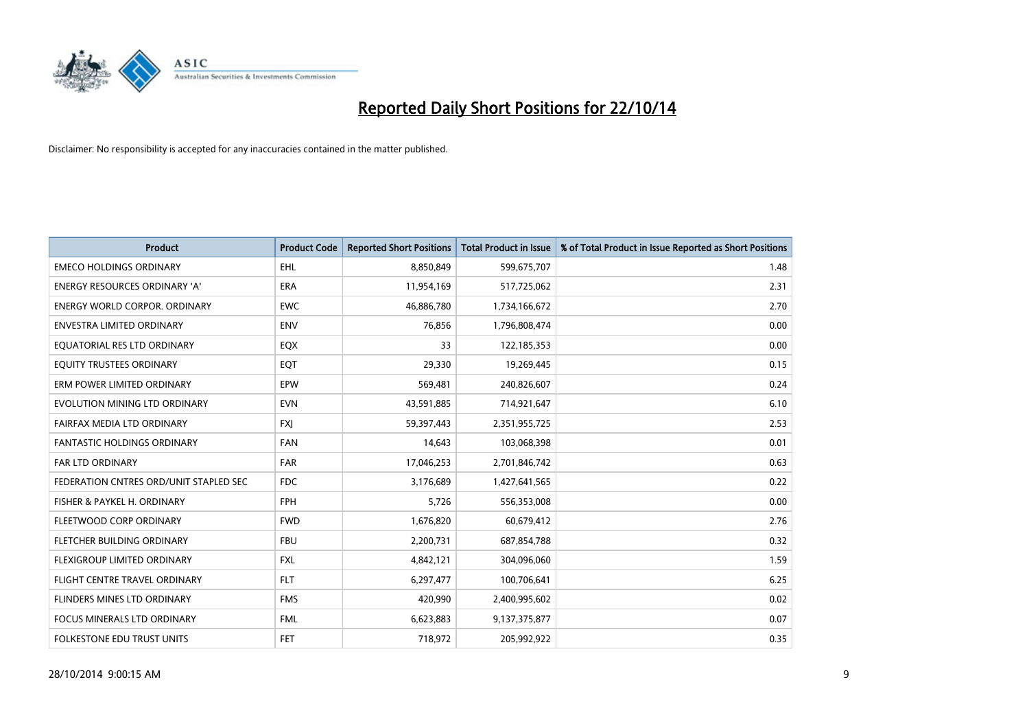# Reported Daily Short Positions for 22/10/14

Disclaimer: No responsibility is accepted for any inaccuracies contained in the matter published.

| Product | Product Code | Reported Short Positions | Total Product in Issue | % of Total Product in Issue Reported as Short Positions |
|---|---|---|---|---|
| EMECO HOLDINGS ORDINARY | EHL | 8,850,849 | 599,675,707 | 1.48 |
| ENERGY RESOURCES ORDINARY 'A' | ERA | 11,954,169 | 517,725,062 | 2.31 |
| ENERGY WORLD CORPOR. ORDINARY | EWC | 46,886,780 | 1,734,166,672 | 2.70 |
| ENVESTRA LIMITED ORDINARY | ENV | 76,856 | 1,796,808,474 | 0.00 |
| EQUATORIAL RES LTD ORDINARY | EQX | 33 | 122,185,353 | 0.00 |
| EQUITY TRUSTEES ORDINARY | EQT | 29,330 | 19,269,445 | 0.15 |
| ERM POWER LIMITED ORDINARY | EPW | 569,481 | 240,826,607 | 0.24 |
| EVOLUTION MINING LTD ORDINARY | EVN | 43,591,885 | 714,921,647 | 6.10 |
| FAIRFAX MEDIA LTD ORDINARY | FXJ | 59,397,443 | 2,351,955,725 | 2.53 |
| FANTASTIC HOLDINGS ORDINARY | FAN | 14,643 | 103,068,398 | 0.01 |
| FAR LTD ORDINARY | FAR | 17,046,253 | 2,701,846,742 | 0.63 |
| FEDERATION CNTRES ORD/UNIT STAPLED SEC | FDC | 3,176,689 | 1,427,641,565 | 0.22 |
| FISHER & PAYKEL H. ORDINARY | FPH | 5,726 | 556,353,008 | 0.00 |
| FLEETWOOD CORP ORDINARY | FWD | 1,676,820 | 60,679,412 | 2.76 |
| FLETCHER BUILDING ORDINARY | FBU | 2,200,731 | 687,854,788 | 0.32 |
| FLEXIGROUP LIMITED ORDINARY | FXL | 4,842,121 | 304,096,060 | 1.59 |
| FLIGHT CENTRE TRAVEL ORDINARY | FLT | 6,297,477 | 100,706,641 | 6.25 |
| FLINDERS MINES LTD ORDINARY | FMS | 420,990 | 2,400,995,602 | 0.02 |
| FOCUS MINERALS LTD ORDINARY | FML | 6,623,883 | 9,137,375,877 | 0.07 |
| FOLKESTONE EDU TRUST UNITS | FET | 718,972 | 205,992,922 | 0.35 |

28/10/2014 9:00:15 AM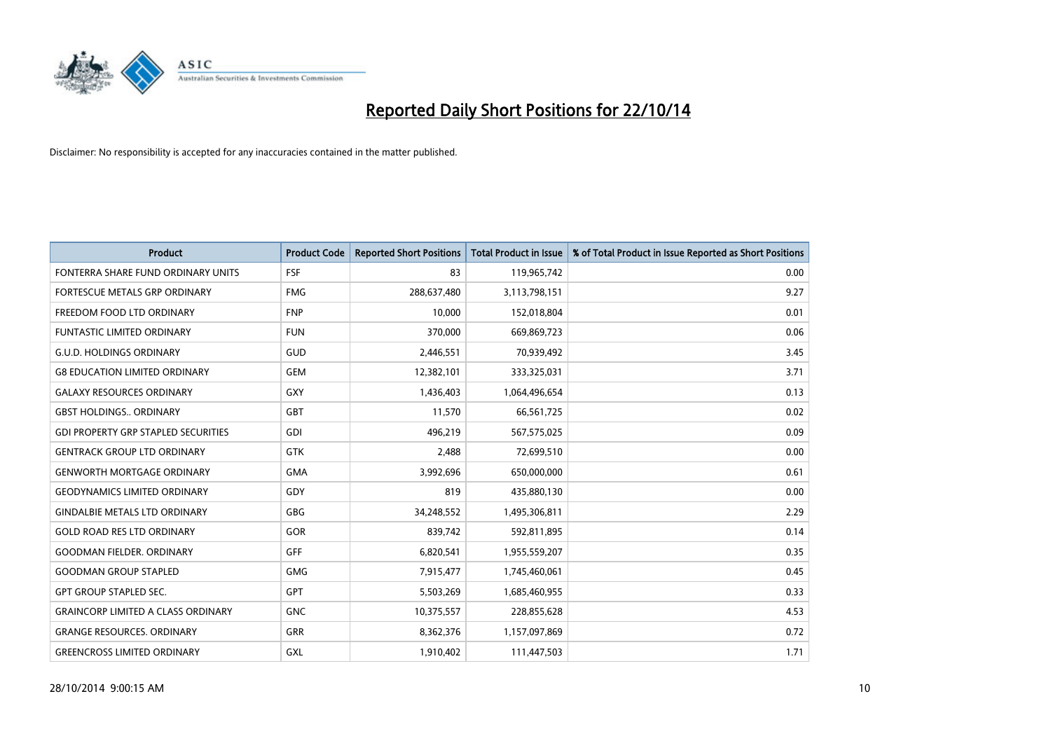# Reported Daily Short Positions for 22/10/14

Disclaimer: No responsibility is accepted for any inaccuracies contained in the matter published.

| Product | Product Code | Reported Short Positions | Total Product in Issue | % of Total Product in Issue Reported as Short Positions |
|---|---|---|---|---|
| FONTERRA SHARE FUND ORDINARY UNITS | FSF | 83 | 119,965,742 | 0.00 |
| FORTESCUE METALS GRP ORDINARY | FMG | 288,637,480 | 3,113,798,151 | 9.27 |
| FREEDOM FOOD LTD ORDINARY | FNP | 10,000 | 152,018,804 | 0.01 |
| FUNTASTIC LIMITED ORDINARY | FUN | 370,000 | 669,869,723 | 0.06 |
| G.U.D. HOLDINGS ORDINARY | GUD | 2,446,551 | 70,939,492 | 3.45 |
| G8 EDUCATION LIMITED ORDINARY | GEM | 12,382,101 | 333,325,031 | 3.71 |
| GALAXY RESOURCES ORDINARY | GXY | 1,436,403 | 1,064,496,654 | 0.13 |
| GBST HOLDINGS.. ORDINARY | GBT | 11,570 | 66,561,725 | 0.02 |
| GDI PROPERTY GRP STAPLED SECURITIES | GDI | 496,219 | 567,575,025 | 0.09 |
| GENTRACK GROUP LTD ORDINARY | GTK | 2,488 | 72,699,510 | 0.00 |
| GENWORTH MORTGAGE ORDINARY | GMA | 3,992,696 | 650,000,000 | 0.61 |
| GEODYNAMICS LIMITED ORDINARY | GDY | 819 | 435,880,130 | 0.00 |
| GINDALBIE METALS LTD ORDINARY | GBG | 34,248,552 | 1,495,306,811 | 2.29 |
| GOLD ROAD RES LTD ORDINARY | GOR | 839,742 | 592,811,895 | 0.14 |
| GOODMAN FIELDER. ORDINARY | GFF | 6,820,541 | 1,955,559,207 | 0.35 |
| GOODMAN GROUP STAPLED | GMG | 7,915,477 | 1,745,460,061 | 0.45 |
| GPT GROUP STAPLED SEC. | GPT | 5,503,269 | 1,685,460,955 | 0.33 |
| GRAINCORP LIMITED A CLASS ORDINARY | GNC | 10,375,557 | 228,855,628 | 4.53 |
| GRANGE RESOURCES. ORDINARY | GRR | 8,362,376 | 1,157,097,869 | 0.72 |
| GREENCROSS LIMITED ORDINARY | GXL | 1,910,402 | 111,447,503 | 1.71 |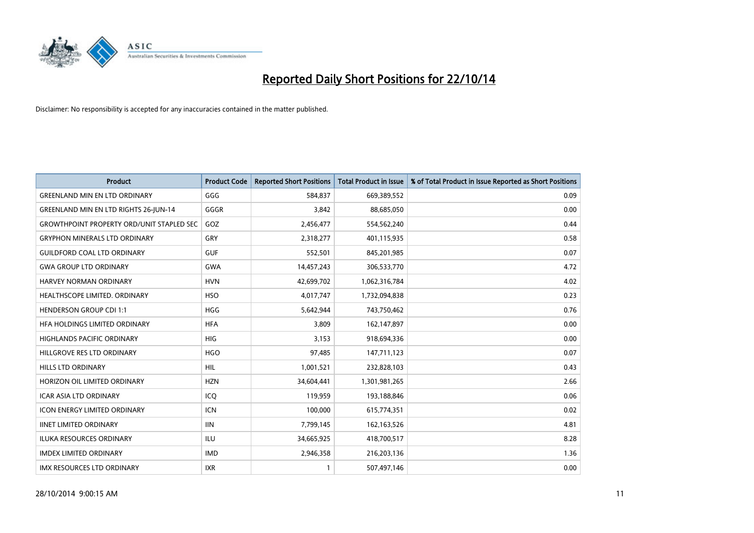# Reported Daily Short Positions for 22/10/14

Disclaimer: No responsibility is accepted for any inaccuracies contained in the matter published.

| Product | Product Code | Reported Short Positions | Total Product in Issue | % of Total Product in Issue Reported as Short Positions |
|---|---|---|---|---|
| GREENLAND MIN EN LTD ORDINARY | GGG | 584,837 | 669,389,552 | 0.09 |
| GREENLAND MIN EN LTD RIGHTS 26-JUN-14 | GGGR | 3,842 | 88,685,050 | 0.00 |
| GROWTHPOINT PROPERTY ORD/UNIT STAPLED SEC | GOZ | 2,456,477 | 554,562,240 | 0.44 |
| GRYPHON MINERALS LTD ORDINARY | GRY | 2,318,277 | 401,115,935 | 0.58 |
| GUILDFORD COAL LTD ORDINARY | GUF | 552,501 | 845,201,985 | 0.07 |
| GWA GROUP LTD ORDINARY | GWA | 14,457,243 | 306,533,770 | 4.72 |
| HARVEY NORMAN ORDINARY | HVN | 42,699,702 | 1,062,316,784 | 4.02 |
| HEALTHSCOPE LIMITED. ORDINARY | HSO | 4,017,747 | 1,732,094,838 | 0.23 |
| HENDERSON GROUP CDI 1:1 | HGG | 5,642,944 | 743,750,462 | 0.76 |
| HFA HOLDINGS LIMITED ORDINARY | HFA | 3,809 | 162,147,897 | 0.00 |
| HIGHLANDS PACIFIC ORDINARY | HIG | 3,153 | 918,694,336 | 0.00 |
| HILLGROVE RES LTD ORDINARY | HGO | 97,485 | 147,711,123 | 0.07 |
| HILLS LTD ORDINARY | HIL | 1,001,521 | 232,828,103 | 0.43 |
| HORIZON OIL LIMITED ORDINARY | HZN | 34,604,441 | 1,301,981,265 | 2.66 |
| ICAR ASIA LTD ORDINARY | ICQ | 119,959 | 193,188,846 | 0.06 |
| ICON ENERGY LIMITED ORDINARY | ICN | 100,000 | 615,774,351 | 0.02 |
| IINET LIMITED ORDINARY | IIN | 7,799,145 | 162,163,526 | 4.81 |
| ILUKA RESOURCES ORDINARY | ILU | 34,665,925 | 418,700,517 | 8.28 |
| IMDEX LIMITED ORDINARY | IMD | 2,946,358 | 216,203,136 | 1.36 |
| IMX RESOURCES LTD ORDINARY | IXR | 1 | 507,497,146 | 0.00 |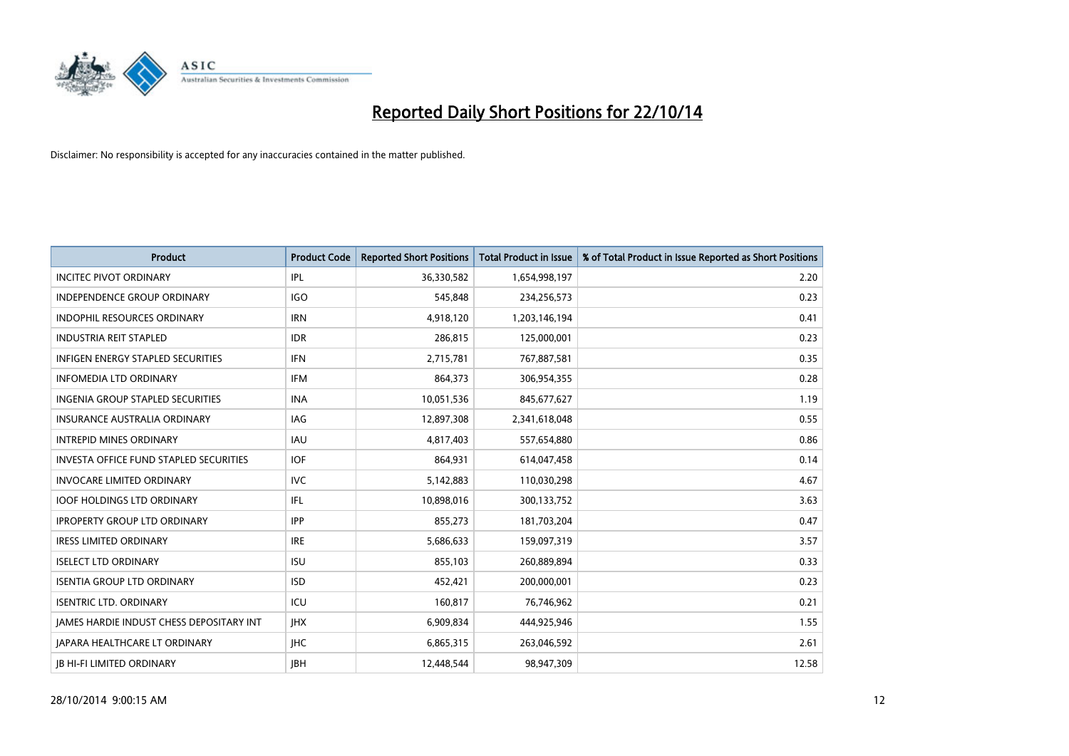# Reported Daily Short Positions for 22/10/14

Disclaimer: No responsibility is accepted for any inaccuracies contained in the matter published.

| Product | Product Code | Reported Short Positions | Total Product in Issue | % of Total Product in Issue Reported as Short Positions |
|---|---|---|---|---|
| INCITEC PIVOT ORDINARY | IPL | 36,330,582 | 1,654,998,197 | 2.20 |
| INDEPENDENCE GROUP ORDINARY | IGO | 545,848 | 234,256,573 | 0.23 |
| INDOPHIL RESOURCES ORDINARY | IRN | 4,918,120 | 1,203,146,194 | 0.41 |
| INDUSTRIA REIT STAPLED | IDR | 286,815 | 125,000,001 | 0.23 |
| INFIGEN ENERGY STAPLED SECURITIES | IFN | 2,715,781 | 767,887,581 | 0.35 |
| INFOMEDIA LTD ORDINARY | IFM | 864,373 | 306,954,355 | 0.28 |
| INGENIA GROUP STAPLED SECURITIES | INA | 10,051,536 | 845,677,627 | 1.19 |
| INSURANCE AUSTRALIA ORDINARY | IAG | 12,897,308 | 2,341,618,048 | 0.55 |
| INTREPID MINES ORDINARY | IAU | 4,817,403 | 557,654,880 | 0.86 |
| INVESTA OFFICE FUND STAPLED SECURITIES | IOF | 864,931 | 614,047,458 | 0.14 |
| INVOCARE LIMITED ORDINARY | IVC | 5,142,883 | 110,030,298 | 4.67 |
| IOOF HOLDINGS LTD ORDINARY | IFL | 10,898,016 | 300,133,752 | 3.63 |
| IPROPERTY GROUP LTD ORDINARY | IPP | 855,273 | 181,703,204 | 0.47 |
| IRESS LIMITED ORDINARY | IRE | 5,686,633 | 159,097,319 | 3.57 |
| ISELECT LTD ORDINARY | ISU | 855,103 | 260,889,894 | 0.33 |
| ISENTIA GROUP LTD ORDINARY | ISD | 452,421 | 200,000,001 | 0.23 |
| ISENTRIC LTD. ORDINARY | ICU | 160,817 | 76,746,962 | 0.21 |
| JAMES HARDIE INDUST CHESS DEPOSITARY INT | JHX | 6,909,834 | 444,925,946 | 1.55 |
| JAPARA HEALTHCARE LT ORDINARY | JHC | 6,865,315 | 263,046,592 | 2.61 |
| JB HI-FI LIMITED ORDINARY | JBH | 12,448,544 | 98,947,309 | 12.58 |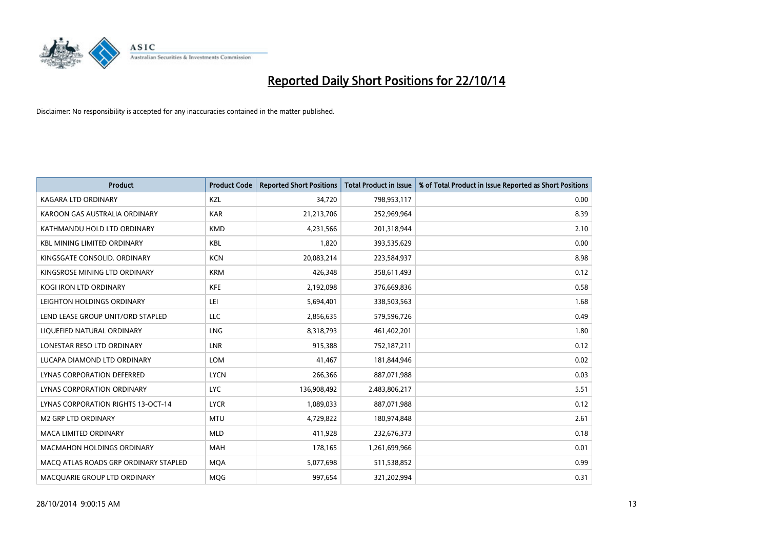# Reported Daily Short Positions for 22/10/14

Disclaimer: No responsibility is accepted for any inaccuracies contained in the matter published.

| Product | Product Code | Reported Short Positions | Total Product in Issue | % of Total Product in Issue Reported as Short Positions |
|---|---|---|---|---|
| KAGARA LTD ORDINARY | KZL | 34,720 | 798,953,117 | 0.00 |
| KAROON GAS AUSTRALIA ORDINARY | KAR | 21,213,706 | 252,969,964 | 8.39 |
| KATHMANDU HOLD LTD ORDINARY | KMD | 4,231,566 | 201,318,944 | 2.10 |
| KBL MINING LIMITED ORDINARY | KBL | 1,820 | 393,535,629 | 0.00 |
| KINGSGATE CONSOLID. ORDINARY | KCN | 20,083,214 | 223,584,937 | 8.98 |
| KINGSROSE MINING LTD ORDINARY | KRM | 426,348 | 358,611,493 | 0.12 |
| KOGI IRON LTD ORDINARY | KFE | 2,192,098 | 376,669,836 | 0.58 |
| LEIGHTON HOLDINGS ORDINARY | LEI | 5,694,401 | 338,503,563 | 1.68 |
| LEND LEASE GROUP UNIT/ORD STAPLED | LLC | 2,856,635 | 579,596,726 | 0.49 |
| LIQUEFIED NATURAL ORDINARY | LNG | 8,318,793 | 461,402,201 | 1.80 |
| LONESTAR RESO LTD ORDINARY | LNR | 915,388 | 752,187,211 | 0.12 |
| LUCAPA DIAMOND LTD ORDINARY | LOM | 41,467 | 181,844,946 | 0.02 |
| LYNAS CORPORATION DEFERRED | LYCN | 266,366 | 887,071,988 | 0.03 |
| LYNAS CORPORATION ORDINARY | LYC | 136,908,492 | 2,483,806,217 | 5.51 |
| LYNAS CORPORATION RIGHTS 13-OCT-14 | LYCR | 1,089,033 | 887,071,988 | 0.12 |
| M2 GRP LTD ORDINARY | MTU | 4,729,822 | 180,974,848 | 2.61 |
| MACA LIMITED ORDINARY | MLD | 411,928 | 232,676,373 | 0.18 |
| MACMAHON HOLDINGS ORDINARY | MAH | 178,165 | 1,261,699,966 | 0.01 |
| MACQ ATLAS ROADS GRP ORDINARY STAPLED | MQA | 5,077,698 | 511,538,852 | 0.99 |
| MACQUARIE GROUP LTD ORDINARY | MQG | 997,654 | 321,202,994 | 0.31 |

28/10/2014 9:00:15 AM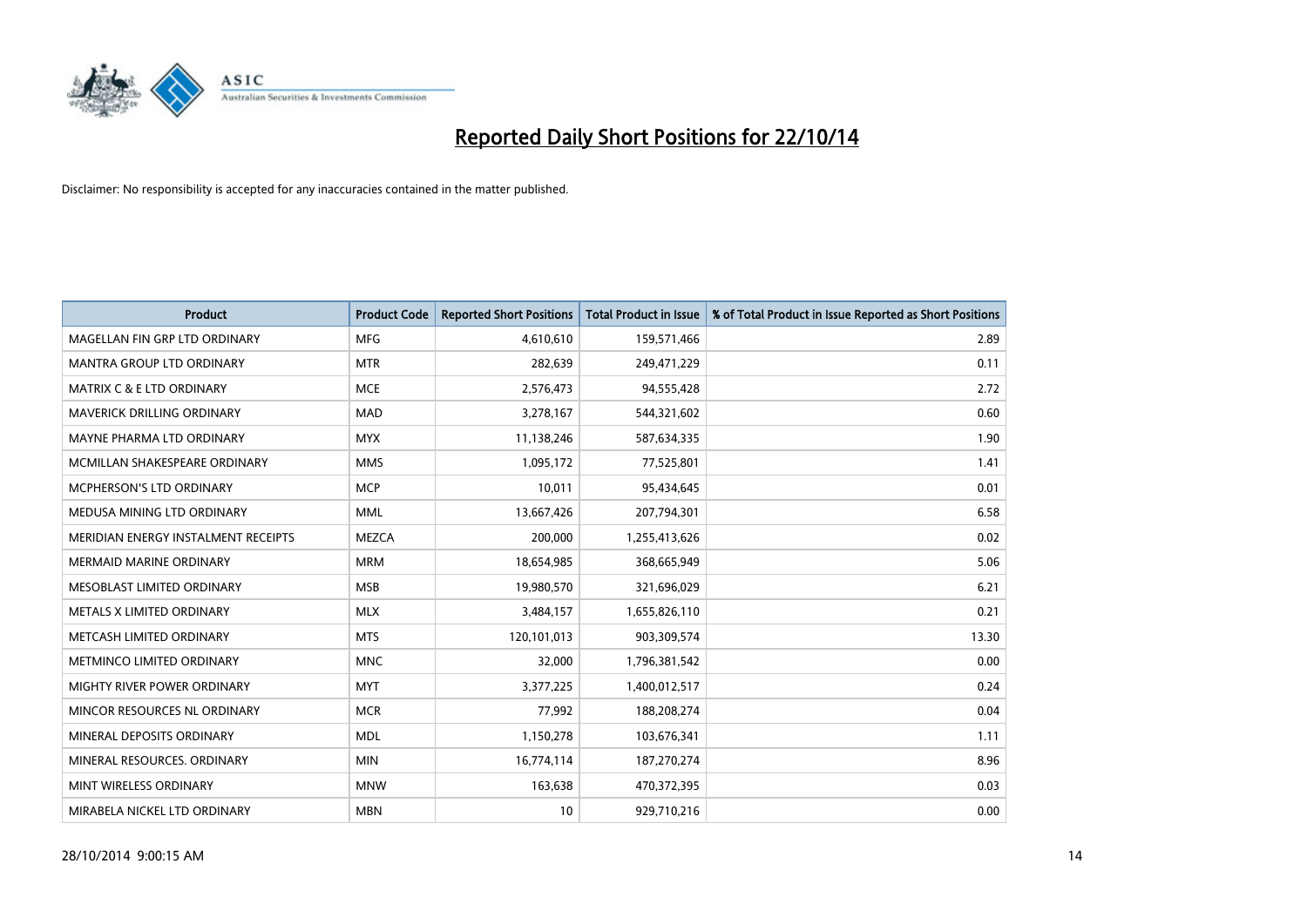# Reported Daily Short Positions for 22/10/14

Disclaimer: No responsibility is accepted for any inaccuracies contained in the matter published.

| Product | Product Code | Reported Short Positions | Total Product in Issue | % of Total Product in Issue Reported as Short Positions |
|---|---|---|---|---|
| MAGELLAN FIN GRP LTD ORDINARY | MFG | 4,610,610 | 159,571,466 | 2.89 |
| MANTRA GROUP LTD ORDINARY | MTR | 282,639 | 249,471,229 | 0.11 |
| MATRIX C & E LTD ORDINARY | MCE | 2,576,473 | 94,555,428 | 2.72 |
| MAVERICK DRILLING ORDINARY | MAD | 3,278,167 | 544,321,602 | 0.60 |
| MAYNE PHARMA LTD ORDINARY | MYX | 11,138,246 | 587,634,335 | 1.90 |
| MCMILLAN SHAKESPEARE ORDINARY | MMS | 1,095,172 | 77,525,801 | 1.41 |
| MCPHERSON'S LTD ORDINARY | MCP | 10,011 | 95,434,645 | 0.01 |
| MEDUSA MINING LTD ORDINARY | MML | 13,667,426 | 207,794,301 | 6.58 |
| MERIDIAN ENERGY INSTALMENT RECEIPTS | MEZCA | 200,000 | 1,255,413,626 | 0.02 |
| MERMAID MARINE ORDINARY | MRM | 18,654,985 | 368,665,949 | 5.06 |
| MESOBLAST LIMITED ORDINARY | MSB | 19,980,570 | 321,696,029 | 6.21 |
| METALS X LIMITED ORDINARY | MLX | 3,484,157 | 1,655,826,110 | 0.21 |
| METCASH LIMITED ORDINARY | MTS | 120,101,013 | 903,309,574 | 13.30 |
| METMINCO LIMITED ORDINARY | MNC | 32,000 | 1,796,381,542 | 0.00 |
| MIGHTY RIVER POWER ORDINARY | MYT | 3,377,225 | 1,400,012,517 | 0.24 |
| MINCOR RESOURCES NL ORDINARY | MCR | 77,992 | 188,208,274 | 0.04 |
| MINERAL DEPOSITS ORDINARY | MDL | 1,150,278 | 103,676,341 | 1.11 |
| MINERAL RESOURCES. ORDINARY | MIN | 16,774,114 | 187,270,274 | 8.96 |
| MINT WIRELESS ORDINARY | MNW | 163,638 | 470,372,395 | 0.03 |
| MIRABELA NICKEL LTD ORDINARY | MBN | 10 | 929,710,216 | 0.00 |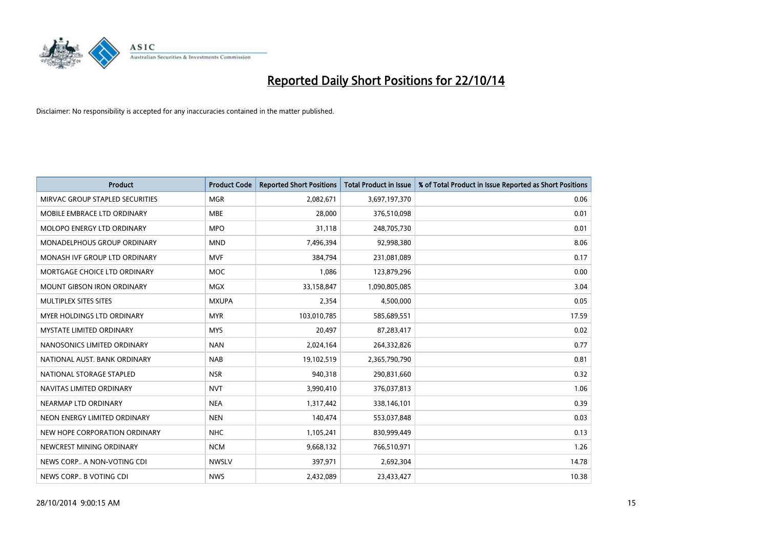# Reported Daily Short Positions for 22/10/14

Disclaimer: No responsibility is accepted for any inaccuracies contained in the matter published.

| Product | Product Code | Reported Short Positions | Total Product in Issue | % of Total Product in Issue Reported as Short Positions |
|---|---|---|---|---|
| MIRVAC GROUP STAPLED SECURITIES | MGR | 2,082,671 | 3,697,197,370 | 0.06 |
| MOBILE EMBRACE LTD ORDINARY | MBE | 28,000 | 376,510,098 | 0.01 |
| MOLOPO ENERGY LTD ORDINARY | MPO | 31,118 | 248,705,730 | 0.01 |
| MONADELPHOUS GROUP ORDINARY | MND | 7,496,394 | 92,998,380 | 8.06 |
| MONASH IVF GROUP LTD ORDINARY | MVF | 384,794 | 231,081,089 | 0.17 |
| MORTGAGE CHOICE LTD ORDINARY | MOC | 1,086 | 123,879,296 | 0.00 |
| MOUNT GIBSON IRON ORDINARY | MGX | 33,158,847 | 1,090,805,085 | 3.04 |
| MULTIPLEX SITES SITES | MXUPA | 2,354 | 4,500,000 | 0.05 |
| MYER HOLDINGS LTD ORDINARY | MYR | 103,010,785 | 585,689,551 | 17.59 |
| MYSTATE LIMITED ORDINARY | MYS | 20,497 | 87,283,417 | 0.02 |
| NANOSONICS LIMITED ORDINARY | NAN | 2,024,164 | 264,332,826 | 0.77 |
| NATIONAL AUST. BANK ORDINARY | NAB | 19,102,519 | 2,365,790,790 | 0.81 |
| NATIONAL STORAGE STAPLED | NSR | 940,318 | 290,831,660 | 0.32 |
| NAVITAS LIMITED ORDINARY | NVT | 3,990,410 | 376,037,813 | 1.06 |
| NEARMAP LTD ORDINARY | NEA | 1,317,442 | 338,146,101 | 0.39 |
| NEON ENERGY LIMITED ORDINARY | NEN | 140,474 | 553,037,848 | 0.03 |
| NEW HOPE CORPORATION ORDINARY | NHC | 1,105,241 | 830,999,449 | 0.13 |
| NEWCREST MINING ORDINARY | NCM | 9,668,132 | 766,510,971 | 1.26 |
| NEWS CORP.. A NON-VOTING CDI | NWSLV | 397,971 | 2,692,304 | 14.78 |
| NEWS CORP.. B VOTING CDI | NWS | 2,432,089 | 23,433,427 | 10.38 |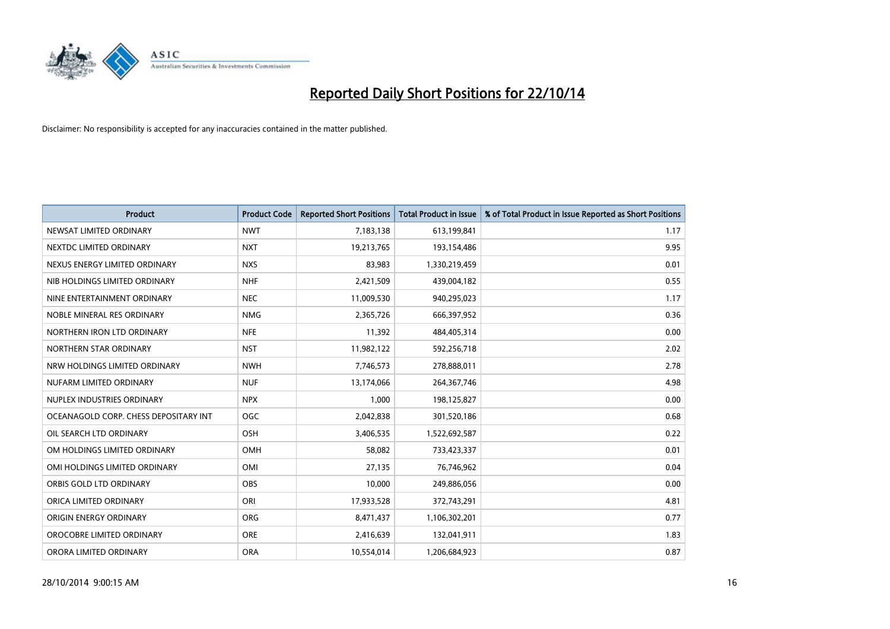# Reported Daily Short Positions for 22/10/14

Disclaimer: No responsibility is accepted for any inaccuracies contained in the matter published.

| Product | Product Code | Reported Short Positions | Total Product in Issue | % of Total Product in Issue Reported as Short Positions |
|---|---|---|---|---|
| NEWSAT LIMITED ORDINARY | NWT | 7,183,138 | 613,199,841 | 1.17 |
| NEXTDC LIMITED ORDINARY | NXT | 19,213,765 | 193,154,486 | 9.95 |
| NEXUS ENERGY LIMITED ORDINARY | NXS | 83,983 | 1,330,219,459 | 0.01 |
| NIB HOLDINGS LIMITED ORDINARY | NHF | 2,421,509 | 439,004,182 | 0.55 |
| NINE ENTERTAINMENT ORDINARY | NEC | 11,009,530 | 940,295,023 | 1.17 |
| NOBLE MINERAL RES ORDINARY | NMG | 2,365,726 | 666,397,952 | 0.36 |
| NORTHERN IRON LTD ORDINARY | NFE | 11,392 | 484,405,314 | 0.00 |
| NORTHERN STAR ORDINARY | NST | 11,982,122 | 592,256,718 | 2.02 |
| NRW HOLDINGS LIMITED ORDINARY | NWH | 7,746,573 | 278,888,011 | 2.78 |
| NUFARM LIMITED ORDINARY | NUF | 13,174,066 | 264,367,746 | 4.98 |
| NUPLEX INDUSTRIES ORDINARY | NPX | 1,000 | 198,125,827 | 0.00 |
| OCEANAGOLD CORP. CHESS DEPOSITARY INT | OGC | 2,042,838 | 301,520,186 | 0.68 |
| OIL SEARCH LTD ORDINARY | OSH | 3,406,535 | 1,522,692,587 | 0.22 |
| OM HOLDINGS LIMITED ORDINARY | OMH | 58,082 | 733,423,337 | 0.01 |
| OMI HOLDINGS LIMITED ORDINARY | OMI | 27,135 | 76,746,962 | 0.04 |
| ORBIS GOLD LTD ORDINARY | OBS | 10,000 | 249,886,056 | 0.00 |
| ORICA LIMITED ORDINARY | ORI | 17,933,528 | 372,743,291 | 4.81 |
| ORIGIN ENERGY ORDINARY | ORG | 8,471,437 | 1,106,302,201 | 0.77 |
| OROCOBRE LIMITED ORDINARY | ORE | 2,416,639 | 132,041,911 | 1.83 |
| ORORA LIMITED ORDINARY | ORA | 10,554,014 | 1,206,684,923 | 0.87 |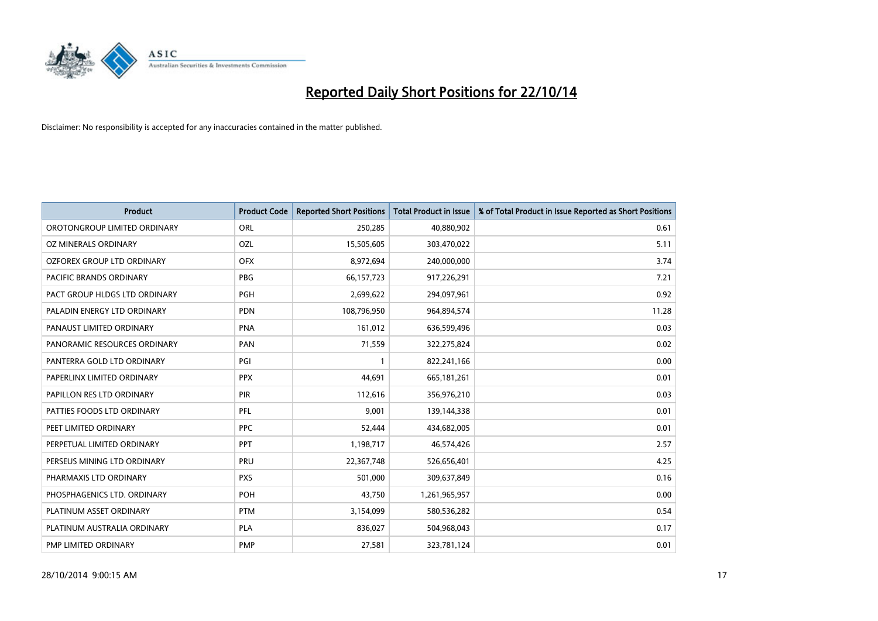# Reported Daily Short Positions for 22/10/14

Disclaimer: No responsibility is accepted for any inaccuracies contained in the matter published.

| Product | Product Code | Reported Short Positions | Total Product in Issue | % of Total Product in Issue Reported as Short Positions |
|---|---|---|---|---|
| OROTONGROUP LIMITED ORDINARY | ORL | 250,285 | 40,880,902 | 0.61 |
| OZ MINERALS ORDINARY | OZL | 15,505,605 | 303,470,022 | 5.11 |
| OZFOREX GROUP LTD ORDINARY | OFX | 8,972,694 | 240,000,000 | 3.74 |
| PACIFIC BRANDS ORDINARY | PBG | 66,157,723 | 917,226,291 | 7.21 |
| PACT GROUP HLDGS LTD ORDINARY | PGH | 2,699,622 | 294,097,961 | 0.92 |
| PALADIN ENERGY LTD ORDINARY | PDN | 108,796,950 | 964,894,574 | 11.28 |
| PANAUST LIMITED ORDINARY | PNA | 161,012 | 636,599,496 | 0.03 |
| PANORAMIC RESOURCES ORDINARY | PAN | 71,559 | 322,275,824 | 0.02 |
| PANTERRA GOLD LTD ORDINARY | PGI | 1 | 822,241,166 | 0.00 |
| PAPERLINX LIMITED ORDINARY | PPX | 44,691 | 665,181,261 | 0.01 |
| PAPILLON RES LTD ORDINARY | PIR | 112,616 | 356,976,210 | 0.03 |
| PATTIES FOODS LTD ORDINARY | PFL | 9,001 | 139,144,338 | 0.01 |
| PEET LIMITED ORDINARY | PPC | 52,444 | 434,682,005 | 0.01 |
| PERPETUAL LIMITED ORDINARY | PPT | 1,198,717 | 46,574,426 | 2.57 |
| PERSEUS MINING LTD ORDINARY | PRU | 22,367,748 | 526,656,401 | 4.25 |
| PHARMAXIS LTD ORDINARY | PXS | 501,000 | 309,637,849 | 0.16 |
| PHOSPHAGENICS LTD. ORDINARY | POH | 43,750 | 1,261,965,957 | 0.00 |
| PLATINUM ASSET ORDINARY | PTM | 3,154,099 | 580,536,282 | 0.54 |
| PLATINUM AUSTRALIA ORDINARY | PLA | 836,027 | 504,968,043 | 0.17 |
| PMP LIMITED ORDINARY | PMP | 27,581 | 323,781,124 | 0.01 |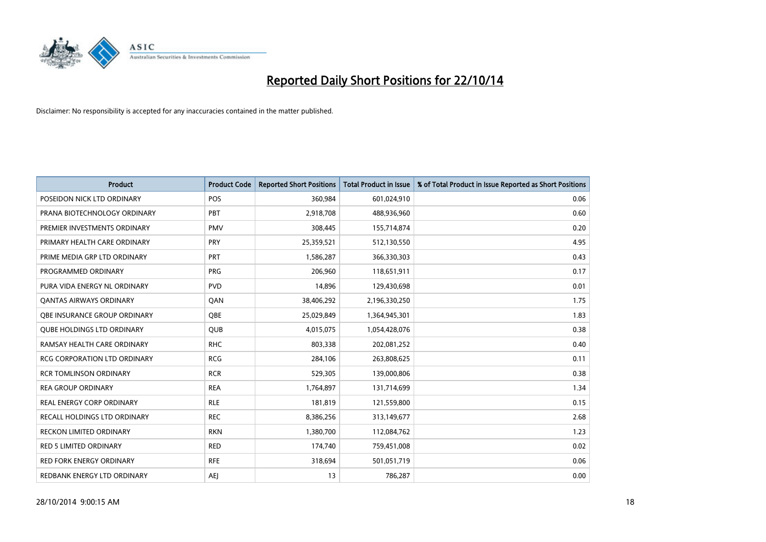# Reported Daily Short Positions for 22/10/14

Disclaimer: No responsibility is accepted for any inaccuracies contained in the matter published.

| Product | Product Code | Reported Short Positions | Total Product in Issue | % of Total Product in Issue Reported as Short Positions |
|---|---|---|---|---|
| POSEIDON NICK LTD ORDINARY | POS | 360,984 | 601,024,910 | 0.06 |
| PRANA BIOTECHNOLOGY ORDINARY | PBT | 2,918,708 | 488,936,960 | 0.60 |
| PREMIER INVESTMENTS ORDINARY | PMV | 308,445 | 155,714,874 | 0.20 |
| PRIMARY HEALTH CARE ORDINARY | PRY | 25,359,521 | 512,130,550 | 4.95 |
| PRIME MEDIA GRP LTD ORDINARY | PRT | 1,586,287 | 366,330,303 | 0.43 |
| PROGRAMMED ORDINARY | PRG | 206,960 | 118,651,911 | 0.17 |
| PURA VIDA ENERGY NL ORDINARY | PVD | 14,896 | 129,430,698 | 0.01 |
| QANTAS AIRWAYS ORDINARY | QAN | 38,406,292 | 2,196,330,250 | 1.75 |
| QBE INSURANCE GROUP ORDINARY | QBE | 25,029,849 | 1,364,945,301 | 1.83 |
| QUBE HOLDINGS LTD ORDINARY | QUB | 4,015,075 | 1,054,428,076 | 0.38 |
| RAMSAY HEALTH CARE ORDINARY | RHC | 803,338 | 202,081,252 | 0.40 |
| RCG CORPORATION LTD ORDINARY | RCG | 284,106 | 263,808,625 | 0.11 |
| RCR TOMLINSON ORDINARY | RCR | 529,305 | 139,000,806 | 0.38 |
| REA GROUP ORDINARY | REA | 1,764,897 | 131,714,699 | 1.34 |
| REAL ENERGY CORP ORDINARY | RLE | 181,819 | 121,559,800 | 0.15 |
| RECALL HOLDINGS LTD ORDINARY | REC | 8,386,256 | 313,149,677 | 2.68 |
| RECKON LIMITED ORDINARY | RKN | 1,380,700 | 112,084,762 | 1.23 |
| RED 5 LIMITED ORDINARY | RED | 174,740 | 759,451,008 | 0.02 |
| RED FORK ENERGY ORDINARY | RFE | 318,694 | 501,051,719 | 0.06 |
| REDBANK ENERGY LTD ORDINARY | AEJ | 13 | 786,287 | 0.00 |

28/10/2014 9:00:15 AM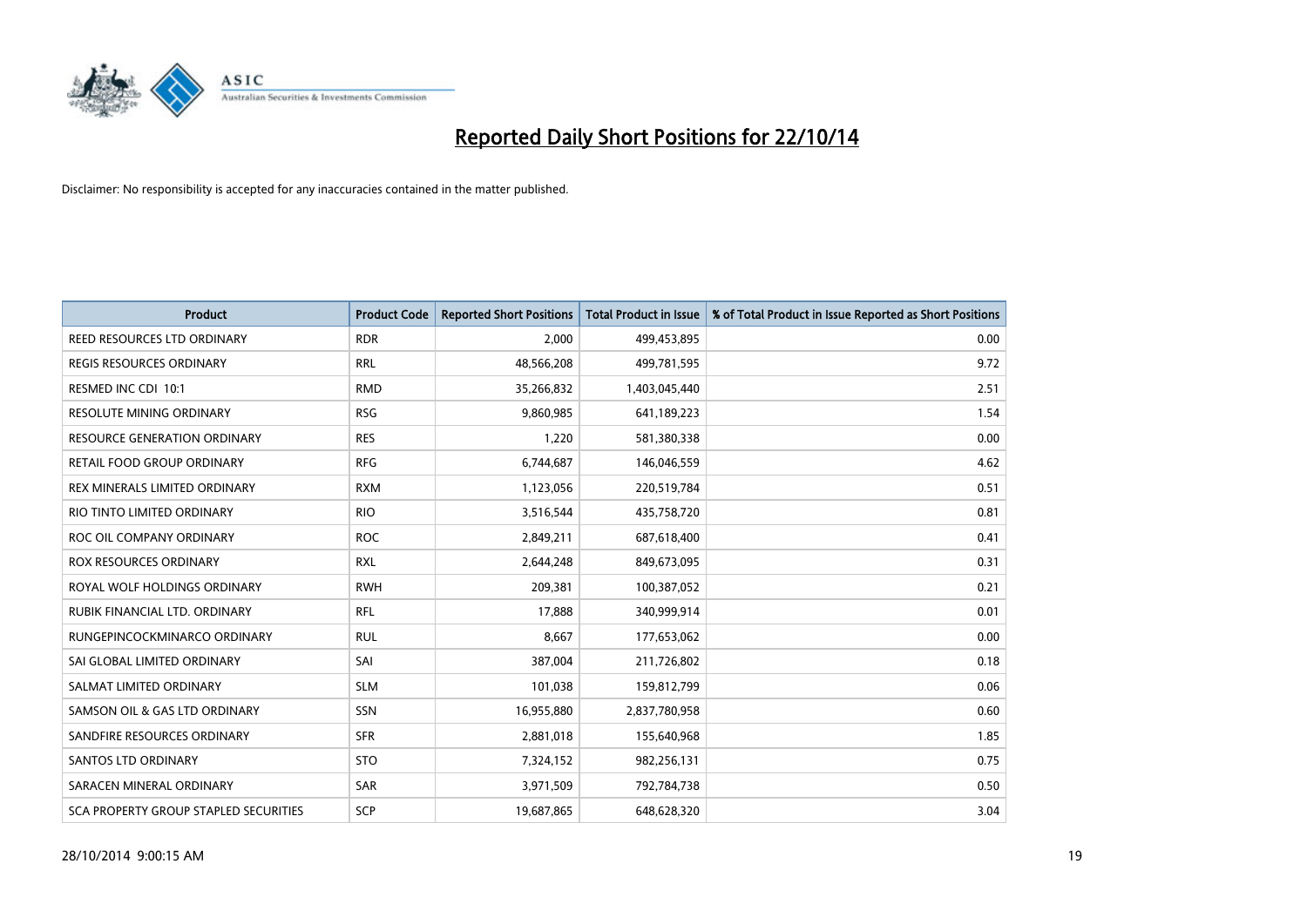# Reported Daily Short Positions for 22/10/14

Disclaimer: No responsibility is accepted for any inaccuracies contained in the matter published.

| Product | Product Code | Reported Short Positions | Total Product in Issue | % of Total Product in Issue Reported as Short Positions |
|---|---|---|---|---|
| REED RESOURCES LTD ORDINARY | RDR | 2,000 | 499,453,895 | 0.00 |
| REGIS RESOURCES ORDINARY | RRL | 48,566,208 | 499,781,595 | 9.72 |
| RESMED INC CDI 10:1 | RMD | 35,266,832 | 1,403,045,440 | 2.51 |
| RESOLUTE MINING ORDINARY | RSG | 9,860,985 | 641,189,223 | 1.54 |
| RESOURCE GENERATION ORDINARY | RES | 1,220 | 581,380,338 | 0.00 |
| RETAIL FOOD GROUP ORDINARY | RFG | 6,744,687 | 146,046,559 | 4.62 |
| REX MINERALS LIMITED ORDINARY | RXM | 1,123,056 | 220,519,784 | 0.51 |
| RIO TINTO LIMITED ORDINARY | RIO | 3,516,544 | 435,758,720 | 0.81 |
| ROC OIL COMPANY ORDINARY | ROC | 2,849,211 | 687,618,400 | 0.41 |
| ROX RESOURCES ORDINARY | RXL | 2,644,248 | 849,673,095 | 0.31 |
| ROYAL WOLF HOLDINGS ORDINARY | RWH | 209,381 | 100,387,052 | 0.21 |
| RUBIK FINANCIAL LTD. ORDINARY | RFL | 17,888 | 340,999,914 | 0.01 |
| RUNGEPINCOCKMINARCO ORDINARY | RUL | 8,667 | 177,653,062 | 0.00 |
| SAI GLOBAL LIMITED ORDINARY | SAI | 387,004 | 211,726,802 | 0.18 |
| SALMAT LIMITED ORDINARY | SLM | 101,038 | 159,812,799 | 0.06 |
| SAMSON OIL & GAS LTD ORDINARY | SSN | 16,955,880 | 2,837,780,958 | 0.60 |
| SANDFIRE RESOURCES ORDINARY | SFR | 2,881,018 | 155,640,968 | 1.85 |
| SANTOS LTD ORDINARY | STO | 7,324,152 | 982,256,131 | 0.75 |
| SARACEN MINERAL ORDINARY | SAR | 3,971,509 | 792,784,738 | 0.50 |
| SCA PROPERTY GROUP STAPLED SECURITIES | SCP | 19,687,865 | 648,628,320 | 3.04 |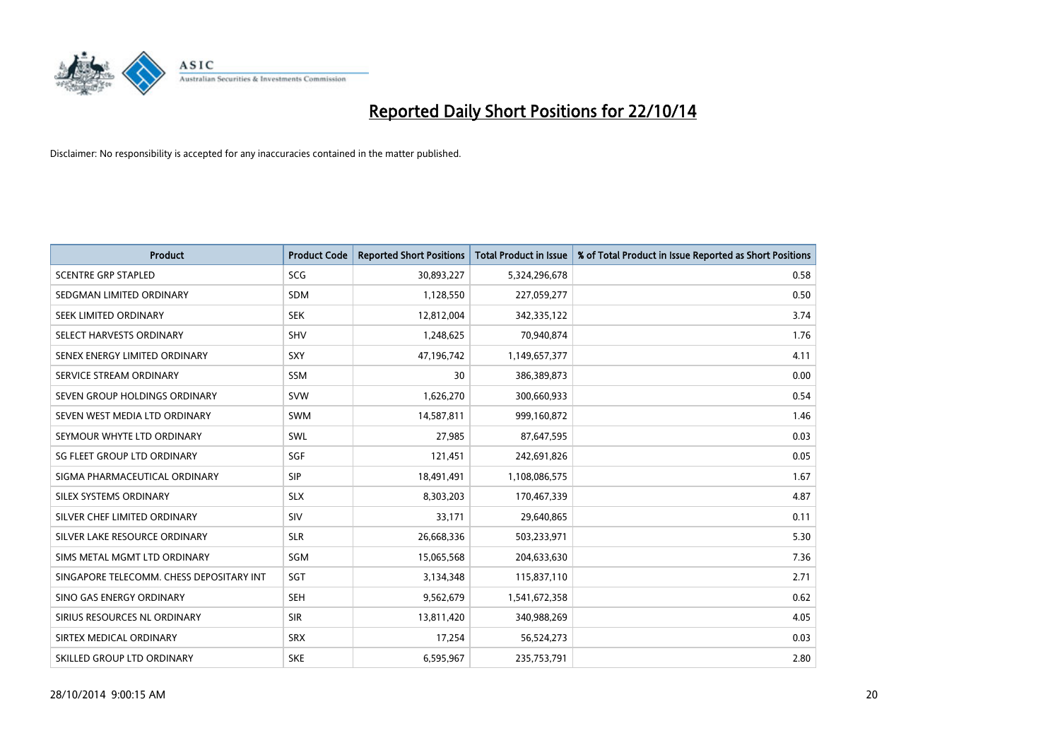# Reported Daily Short Positions for 22/10/14

Disclaimer: No responsibility is accepted for any inaccuracies contained in the matter published.

| Product | Product Code | Reported Short Positions | Total Product in Issue | % of Total Product in Issue Reported as Short Positions |
|---|---|---|---|---|
| SCENTRE GRP STAPLED | SCG | 30,893,227 | 5,324,296,678 | 0.58 |
| SEDGMAN LIMITED ORDINARY | SDM | 1,128,550 | 227,059,277 | 0.50 |
| SEEK LIMITED ORDINARY | SEK | 12,812,004 | 342,335,122 | 3.74 |
| SELECT HARVESTS ORDINARY | SHV | 1,248,625 | 70,940,874 | 1.76 |
| SENEX ENERGY LIMITED ORDINARY | SXY | 47,196,742 | 1,149,657,377 | 4.11 |
| SERVICE STREAM ORDINARY | SSM | 30 | 386,389,873 | 0.00 |
| SEVEN GROUP HOLDINGS ORDINARY | SVW | 1,626,270 | 300,660,933 | 0.54 |
| SEVEN WEST MEDIA LTD ORDINARY | SWM | 14,587,811 | 999,160,872 | 1.46 |
| SEYMOUR WHYTE LTD ORDINARY | SWL | 27,985 | 87,647,595 | 0.03 |
| SG FLEET GROUP LTD ORDINARY | SGF | 121,451 | 242,691,826 | 0.05 |
| SIGMA PHARMACEUTICAL ORDINARY | SIP | 18,491,491 | 1,108,086,575 | 1.67 |
| SILEX SYSTEMS ORDINARY | SLX | 8,303,203 | 170,467,339 | 4.87 |
| SILVER CHEF LIMITED ORDINARY | SIV | 33,171 | 29,640,865 | 0.11 |
| SILVER LAKE RESOURCE ORDINARY | SLR | 26,668,336 | 503,233,971 | 5.30 |
| SIMS METAL MGMT LTD ORDINARY | SGM | 15,065,568 | 204,633,630 | 7.36 |
| SINGAPORE TELECOMM. CHESS DEPOSITARY INT | SGT | 3,134,348 | 115,837,110 | 2.71 |
| SINO GAS ENERGY ORDINARY | SEH | 9,562,679 | 1,541,672,358 | 0.62 |
| SIRIUS RESOURCES NL ORDINARY | SIR | 13,811,420 | 340,988,269 | 4.05 |
| SIRTEX MEDICAL ORDINARY | SRX | 17,254 | 56,524,273 | 0.03 |
| SKILLED GROUP LTD ORDINARY | SKE | 6,595,967 | 235,753,791 | 2.80 |

28/10/2014 9:00:15 AM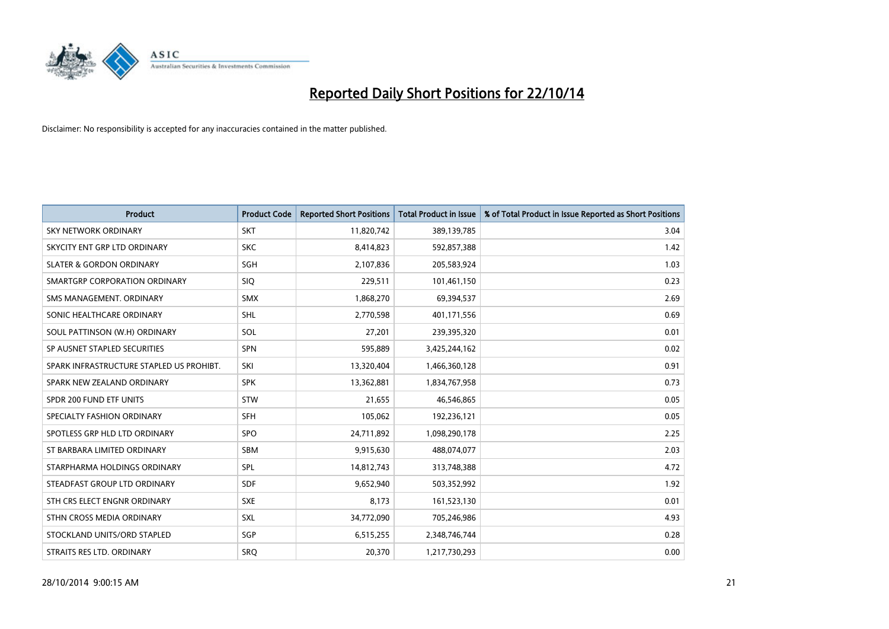# Reported Daily Short Positions for 22/10/14

Disclaimer: No responsibility is accepted for any inaccuracies contained in the matter published.

| Product | Product Code | Reported Short Positions | Total Product in Issue | % of Total Product in Issue Reported as Short Positions |
|---|---|---|---|---|
| SKY NETWORK ORDINARY | SKT | 11,820,742 | 389,139,785 | 3.04 |
| SKYCITY ENT GRP LTD ORDINARY | SKC | 8,414,823 | 592,857,388 | 1.42 |
| SLATER & GORDON ORDINARY | SGH | 2,107,836 | 205,583,924 | 1.03 |
| SMARTGRP CORPORATION ORDINARY | SIQ | 229,511 | 101,461,150 | 0.23 |
| SMS MANAGEMENT. ORDINARY | SMX | 1,868,270 | 69,394,537 | 2.69 |
| SONIC HEALTHCARE ORDINARY | SHL | 2,770,598 | 401,171,556 | 0.69 |
| SOUL PATTINSON (W.H) ORDINARY | SOL | 27,201 | 239,395,320 | 0.01 |
| SP AUSNET STAPLED SECURITIES | SPN | 595,889 | 3,425,244,162 | 0.02 |
| SPARK INFRASTRUCTURE STAPLED US PROHIBT. | SKI | 13,320,404 | 1,466,360,128 | 0.91 |
| SPARK NEW ZEALAND ORDINARY | SPK | 13,362,881 | 1,834,767,958 | 0.73 |
| SPDR 200 FUND ETF UNITS | STW | 21,655 | 46,546,865 | 0.05 |
| SPECIALTY FASHION ORDINARY | SFH | 105,062 | 192,236,121 | 0.05 |
| SPOTLESS GRP HLD LTD ORDINARY | SPO | 24,711,892 | 1,098,290,178 | 2.25 |
| ST BARBARA LIMITED ORDINARY | SBM | 9,915,630 | 488,074,077 | 2.03 |
| STARPHARMA HOLDINGS ORDINARY | SPL | 14,812,743 | 313,748,388 | 4.72 |
| STEADFAST GROUP LTD ORDINARY | SDF | 9,652,940 | 503,352,992 | 1.92 |
| STH CRS ELECT ENGNR ORDINARY | SXE | 8,173 | 161,523,130 | 0.01 |
| STHN CROSS MEDIA ORDINARY | SXL | 34,772,090 | 705,246,986 | 4.93 |
| STOCKLAND UNITS/ORD STAPLED | SGP | 6,515,255 | 2,348,746,744 | 0.28 |
| STRAITS RES LTD. ORDINARY | SRQ | 20,370 | 1,217,730,293 | 0.00 |

28/10/2014 9:00:15 AM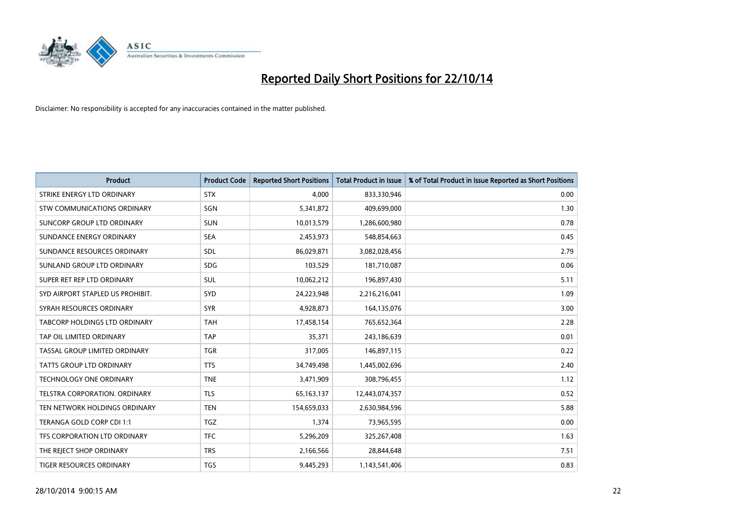# Reported Daily Short Positions for 22/10/14

Disclaimer: No responsibility is accepted for any inaccuracies contained in the matter published.

| Product | Product Code | Reported Short Positions | Total Product in Issue | % of Total Product in Issue Reported as Short Positions |
|---|---|---|---|---|
| STRIKE ENERGY LTD ORDINARY | STX | 4,000 | 833,330,946 | 0.00 |
| STW COMMUNICATIONS ORDINARY | SGN | 5,341,872 | 409,699,000 | 1.30 |
| SUNCORP GROUP LTD ORDINARY | SUN | 10,013,579 | 1,286,600,980 | 0.78 |
| SUNDANCE ENERGY ORDINARY | SEA | 2,453,973 | 548,854,663 | 0.45 |
| SUNDANCE RESOURCES ORDINARY | SDL | 86,029,871 | 3,082,028,456 | 2.79 |
| SUNLAND GROUP LTD ORDINARY | SDG | 103,529 | 181,710,087 | 0.06 |
| SUPER RET REP LTD ORDINARY | SUL | 10,062,212 | 196,897,430 | 5.11 |
| SYD AIRPORT STAPLED US PROHIBIT. | SYD | 24,223,948 | 2,216,216,041 | 1.09 |
| SYRAH RESOURCES ORDINARY | SYR | 4,928,873 | 164,135,076 | 3.00 |
| TABCORP HOLDINGS LTD ORDINARY | TAH | 17,458,154 | 765,652,364 | 2.28 |
| TAP OIL LIMITED ORDINARY | TAP | 35,371 | 243,186,639 | 0.01 |
| TASSAL GROUP LIMITED ORDINARY | TGR | 317,005 | 146,897,115 | 0.22 |
| TATTS GROUP LTD ORDINARY | TTS | 34,749,498 | 1,445,002,696 | 2.40 |
| TECHNOLOGY ONE ORDINARY | TNE | 3,471,909 | 308,796,455 | 1.12 |
| TELSTRA CORPORATION. ORDINARY | TLS | 65,163,137 | 12,443,074,357 | 0.52 |
| TEN NETWORK HOLDINGS ORDINARY | TEN | 154,659,033 | 2,630,984,596 | 5.88 |
| TERANGA GOLD CORP CDI 1:1 | TGZ | 1,374 | 73,965,595 | 0.00 |
| TFS CORPORATION LTD ORDINARY | TFC | 5,296,209 | 325,267,408 | 1.63 |
| THE REJECT SHOP ORDINARY | TRS | 2,166,566 | 28,844,648 | 7.51 |
| TIGER RESOURCES ORDINARY | TGS | 9,445,293 | 1,143,541,406 | 0.83 |

28/10/2014 9:00:15 AM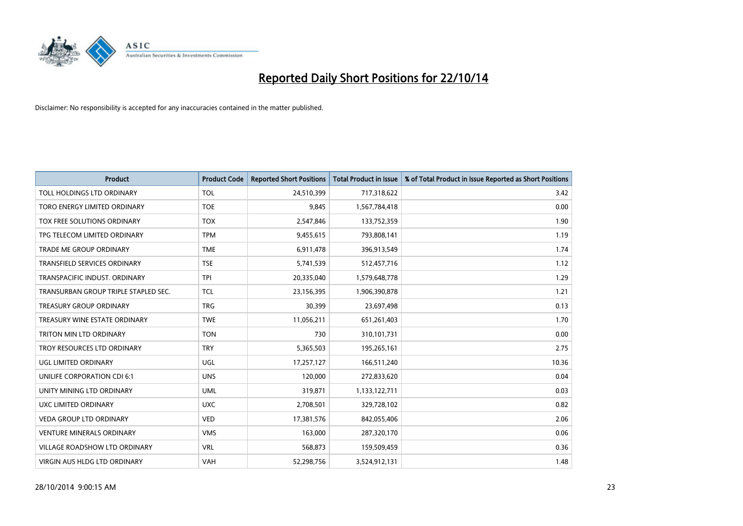# Reported Daily Short Positions for 22/10/14

Disclaimer: No responsibility is accepted for any inaccuracies contained in the matter published.

| Product | Product Code | Reported Short Positions | Total Product in Issue | % of Total Product in Issue Reported as Short Positions |
|---|---|---|---|---|
| TOLL HOLDINGS LTD ORDINARY | TOL | 24,510,399 | 717,318,622 | 3.42 |
| TORO ENERGY LIMITED ORDINARY | TOE | 9,845 | 1,567,784,418 | 0.00 |
| TOX FREE SOLUTIONS ORDINARY | TOX | 2,547,846 | 133,752,359 | 1.90 |
| TPG TELECOM LIMITED ORDINARY | TPM | 9,455,615 | 793,808,141 | 1.19 |
| TRADE ME GROUP ORDINARY | TME | 6,911,478 | 396,913,549 | 1.74 |
| TRANSFIELD SERVICES ORDINARY | TSE | 5,741,539 | 512,457,716 | 1.12 |
| TRANSPACIFIC INDUST. ORDINARY | TPI | 20,335,040 | 1,579,648,778 | 1.29 |
| TRANSURBAN GROUP TRIPLE STAPLED SEC. | TCL | 23,156,395 | 1,906,390,878 | 1.21 |
| TREASURY GROUP ORDINARY | TRG | 30,399 | 23,697,498 | 0.13 |
| TREASURY WINE ESTATE ORDINARY | TWE | 11,056,211 | 651,261,403 | 1.70 |
| TRITON MIN LTD ORDINARY | TON | 730 | 310,101,731 | 0.00 |
| TROY RESOURCES LTD ORDINARY | TRY | 5,365,503 | 195,265,161 | 2.75 |
| UGL LIMITED ORDINARY | UGL | 17,257,127 | 166,511,240 | 10.36 |
| UNILIFE CORPORATION CDI 6:1 | UNS | 120,000 | 272,833,620 | 0.04 |
| UNITY MINING LTD ORDINARY | UML | 319,871 | 1,133,122,711 | 0.03 |
| UXC LIMITED ORDINARY | UXC | 2,708,501 | 329,728,102 | 0.82 |
| VEDA GROUP LTD ORDINARY | VED | 17,381,576 | 842,055,406 | 2.06 |
| VENTURE MINERALS ORDINARY | VMS | 163,000 | 287,320,170 | 0.06 |
| VILLAGE ROADSHOW LTD ORDINARY | VRL | 568,873 | 159,509,459 | 0.36 |
| VIRGIN AUS HLDG LTD ORDINARY | VAH | 52,298,756 | 3,524,912,131 | 1.48 |

28/10/2014 9:00:15 AM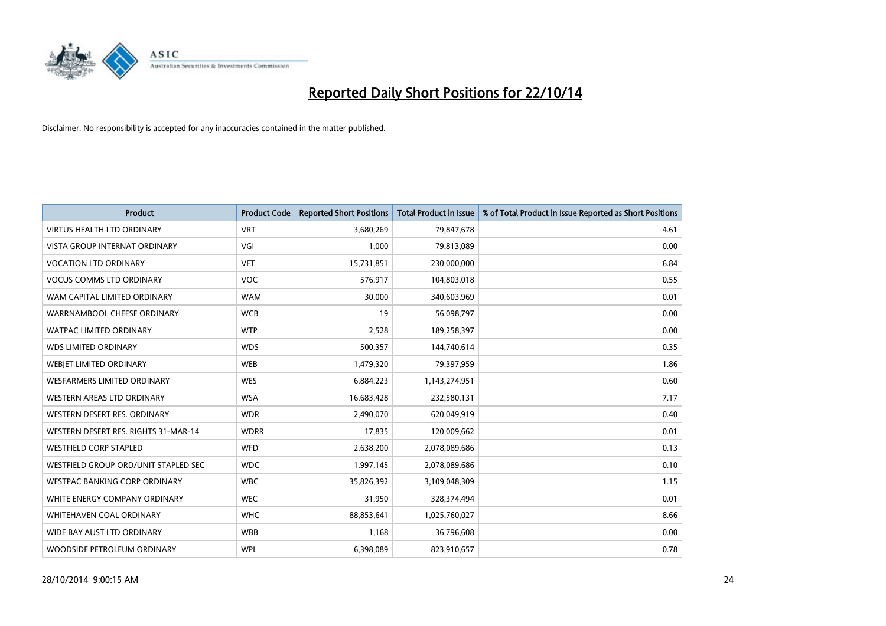# Reported Daily Short Positions for 22/10/14

Disclaimer: No responsibility is accepted for any inaccuracies contained in the matter published.

| Product | Product Code | Reported Short Positions | Total Product in Issue | % of Total Product in Issue Reported as Short Positions |
|---|---|---|---|---|
| VIRTUS HEALTH LTD ORDINARY | VRT | 3,680,269 | 79,847,678 | 4.61 |
| VISTA GROUP INTERNAT ORDINARY | VGI | 1,000 | 79,813,089 | 0.00 |
| VOCATION LTD ORDINARY | VET | 15,731,851 | 230,000,000 | 6.84 |
| VOCUS COMMS LTD ORDINARY | VOC | 576,917 | 104,803,018 | 0.55 |
| WAM CAPITAL LIMITED ORDINARY | WAM | 30,000 | 340,603,969 | 0.01 |
| WARRNAMBOOL CHEESE ORDINARY | WCB | 19 | 56,098,797 | 0.00 |
| WATPAC LIMITED ORDINARY | WTP | 2,528 | 189,258,397 | 0.00 |
| WDS LIMITED ORDINARY | WDS | 500,357 | 144,740,614 | 0.35 |
| WEBJET LIMITED ORDINARY | WEB | 1,479,320 | 79,397,959 | 1.86 |
| WESFARMERS LIMITED ORDINARY | WES | 6,884,223 | 1,143,274,951 | 0.60 |
| WESTERN AREAS LTD ORDINARY | WSA | 16,683,428 | 232,580,131 | 7.17 |
| WESTERN DESERT RES. ORDINARY | WDR | 2,490,070 | 620,049,919 | 0.40 |
| WESTERN DESERT RES. RIGHTS 31-MAR-14 | WDRR | 17,835 | 120,009,662 | 0.01 |
| WESTFIELD CORP STAPLED | WFD | 2,638,200 | 2,078,089,686 | 0.13 |
| WESTFIELD GROUP ORD/UNIT STAPLED SEC | WDC | 1,997,145 | 2,078,089,686 | 0.10 |
| WESTPAC BANKING CORP ORDINARY | WBC | 35,826,392 | 3,109,048,309 | 1.15 |
| WHITE ENERGY COMPANY ORDINARY | WEC | 31,950 | 328,374,494 | 0.01 |
| WHITEHAVEN COAL ORDINARY | WHC | 88,853,641 | 1,025,760,027 | 8.66 |
| WIDE BAY AUST LTD ORDINARY | WBB | 1,168 | 36,796,608 | 0.00 |
| WOODSIDE PETROLEUM ORDINARY | WPL | 6,398,089 | 823,910,657 | 0.78 |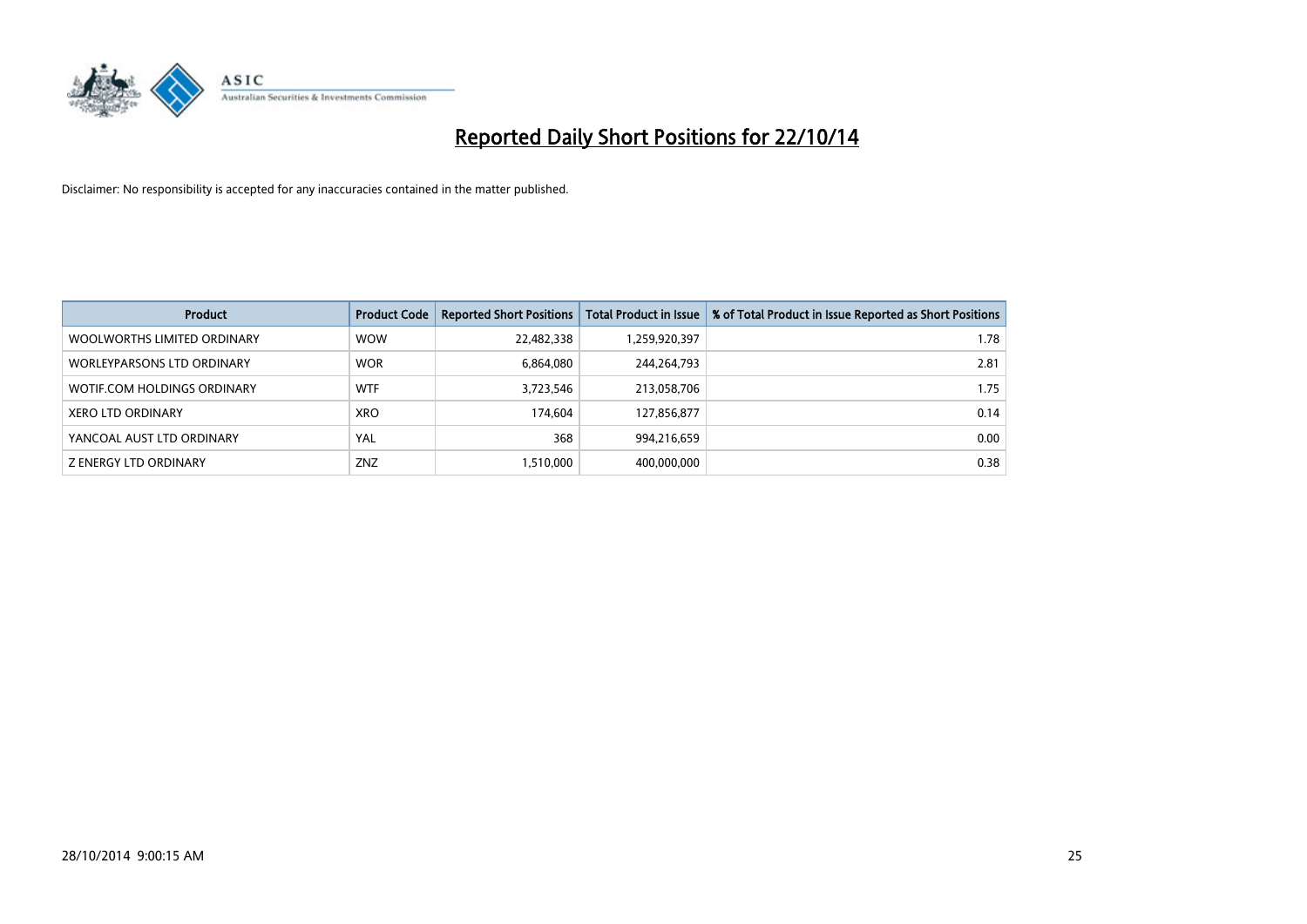# Reported Daily Short Positions for 22/10/14

Disclaimer: No responsibility is accepted for any inaccuracies contained in the matter published.

| Product | Product Code | Reported Short Positions | Total Product in Issue | % of Total Product in Issue Reported as Short Positions |
|---|---|---|---|---|
| WOOLWORTHS LIMITED ORDINARY | WOW | 22,482,338 | 1,259,920,397 | 1.78 |
| WORLEYPARSONS LTD ORDINARY | WOR | 6,864,080 | 244,264,793 | 2.81 |
| WOTIF.COM HOLDINGS ORDINARY | WTF | 3,723,546 | 213,058,706 | 1.75 |
| XERO LTD ORDINARY | XRO | 174,604 | 127,856,877 | 0.14 |
| YANCOAL AUST LTD ORDINARY | YAL | 368 | 994,216,659 | 0.00 |
| Z ENERGY LTD ORDINARY | ZNZ | 1,510,000 | 400,000,000 | 0.38 |

28/10/2014 9:00:15 AM